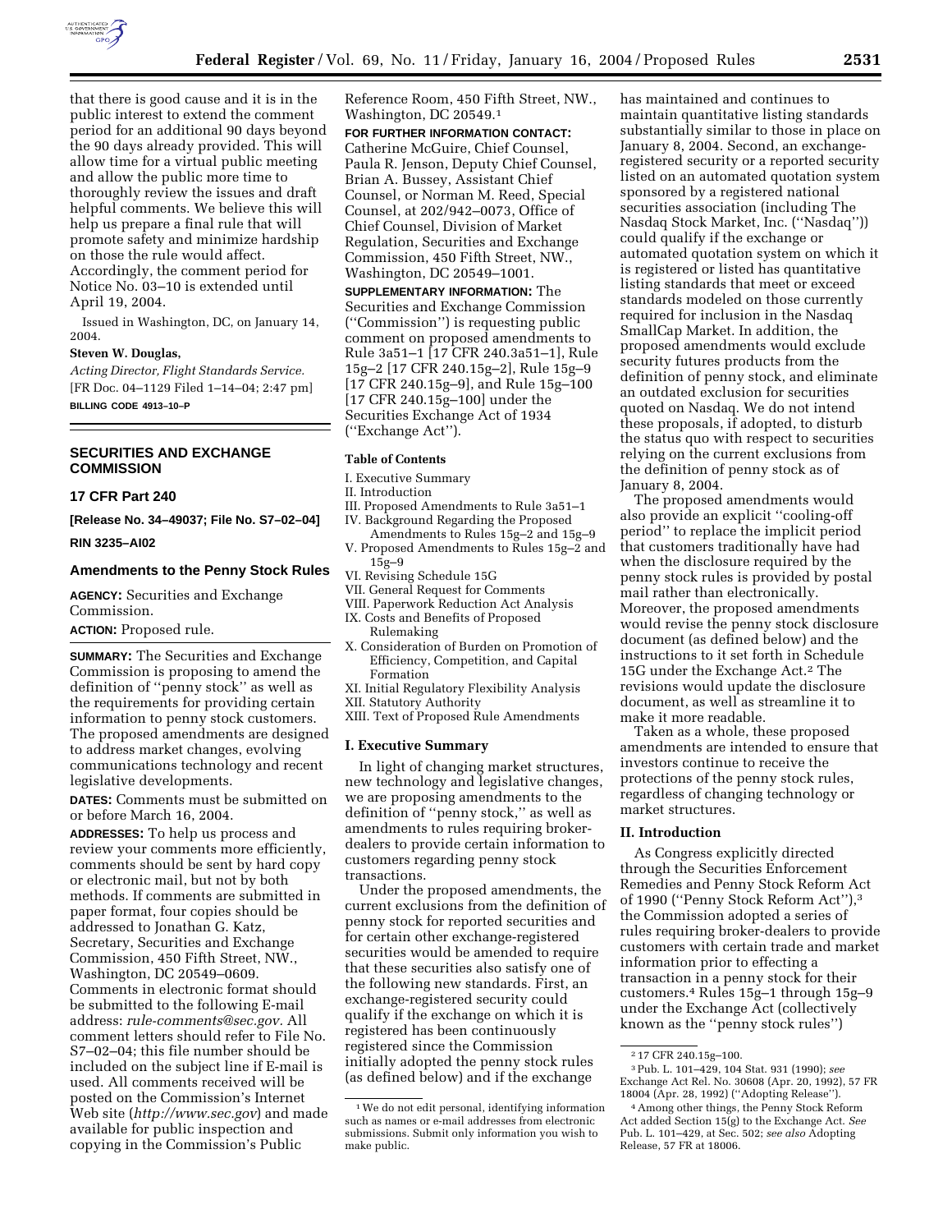that there is good cause and it is in the public interest to extend the comment period for an additional 90 days beyond the 90 days already provided. This will allow time for a virtual public meeting and allow the public more time to thoroughly review the issues and draft helpful comments. We believe this will help us prepare a final rule that will promote safety and minimize hardship on those the rule would affect. Accordingly, the comment period for Notice No. 03–10 is extended until April 19, 2004.

Issued in Washington, DC, on January 14, 2004.

**Steven W. Douglas,**

*Acting Director, Flight Standards Service.*

[FR Doc. 04–1129 Filed 1–14–04; 2:47 pm]

**BILLING CODE 4913–10–P**

## SECURITIES AND EXCHANGE COMMISSION

### 17 CFR Part 240

**[Release No. 34–49037; File No. S7–02–04]**

**RIN 3235–AI02**

### Amendments to the Penny Stock Rules

**AGENCY:** Securities and Exchange Commission.

**ACTION:** Proposed rule.

**SUMMARY:** The Securities and Exchange Commission is proposing to amend the definition of ''penny stock'' as well as the requirements for providing certain information to penny stock customers. The proposed amendments are designed to address market changes, evolving communications technology and recent legislative developments.

**DATES:** Comments must be submitted on or before March 16, 2004.

**ADDRESSES:** To help us process and review your comments more efficiently, comments should be sent by hard copy or electronic mail, but not by both methods. If comments are submitted in paper format, four copies should be addressed to Jonathan G. Katz, Secretary, Securities and Exchange Commission, 450 Fifth Street, NW., Washington, DC 20549–0609. Comments in electronic format should be submitted to the following E-mail address: *rule-comments@sec.gov.* All comment letters should refer to File No. S7–02–04; this file number should be included on the subject line if E-mail is used. All comments received will be posted on the Commission's Internet Web site (*http://www.sec.gov*) and made available for public inspection and copying in the Commission's Public Reference Room, 450 Fifth Street, NW., Washington, DC 20549.[1]

**FOR FURTHER INFORMATION CONTACT:** Catherine McGuire, Chief Counsel, Paula R. Jenson, Deputy Chief Counsel, Brian A. Bussey, Assistant Chief Counsel, or Norman M. Reed, Special Counsel, at 202/942–0073, Office of Chief Counsel, Division of Market Regulation, Securities and Exchange Commission, 450 Fifth Street, NW., Washington, DC 20549–1001.

**SUPPLEMENTARY INFORMATION:** The Securities and Exchange Commission (''Commission'') is requesting public comment on proposed amendments to Rule 3a51–1 [17 CFR 240.3a51–1], Rule 15g–2 [17 CFR 240.15g–2], Rule 15g–9 [17 CFR 240.15g–9], and Rule 15g–100 [17 CFR 240.15g–100] under the Securities Exchange Act of 1934 (''Exchange Act'').

#### Table of Contents

I. Executive Summary
II. Introduction
III. Proposed Amendments to Rule 3a51–1
IV. Background Regarding the Proposed Amendments to Rules 15g–2 and 15g–9
V. Proposed Amendments to Rules 15g–2 and 15g–9
VI. Revising Schedule 15G
VII. General Request for Comments
VIII. Paperwork Reduction Act Analysis
IX. Costs and Benefits of Proposed Rulemaking
X. Consideration of Burden on Promotion of Efficiency, Competition, and Capital Formation
XI. Initial Regulatory Flexibility Analysis
XII. Statutory Authority
XIII. Text of Proposed Rule Amendments

#### I. Executive Summary

In light of changing market structures, new technology and legislative changes, we are proposing amendments to the definition of ''penny stock,'' as well as amendments to rules requiring broker-dealers to provide certain information to customers regarding penny stock transactions.

Under the proposed amendments, the current exclusions from the definition of penny stock for reported securities and for certain other exchange-registered securities would be amended to require that these securities also satisfy one of the following new standards. First, an exchange-registered security could qualify if the exchange on which it is registered has been continuously registered since the Commission initially adopted the penny stock rules (as defined below) and if the exchange has maintained and continues to maintain quantitative listing standards substantially similar to those in place on January 8, 2004. Second, an exchange-registered security or a reported security listed on an automated quotation system sponsored by a registered national securities association (including The Nasdaq Stock Market, Inc. (''Nasdaq'')) could qualify if the exchange or automated quotation system on which it is registered or listed has quantitative listing standards that meet or exceed standards modeled on those currently required for inclusion in the Nasdaq SmallCap Market. In addition, the proposed amendments would exclude security futures products from the definition of penny stock, and eliminate an outdated exclusion for securities quoted on Nasdaq. We do not intend these proposals, if adopted, to disturb the status quo with respect to securities relying on the current exclusions from the definition of penny stock as of January 8, 2004.

The proposed amendments would also provide an explicit ''cooling-off period'' to replace the implicit period that customers traditionally have had when the disclosure required by the penny stock rules is provided by postal mail rather than electronically. Moreover, the proposed amendments would revise the penny stock disclosure document (as defined below) and the instructions to it set forth in Schedule 15G under the Exchange Act.[2] The revisions would update the disclosure document, as well as streamline it to make it more readable.

Taken as a whole, these proposed amendments are intended to ensure that investors continue to receive the protections of the penny stock rules, regardless of changing technology or market structures.

#### II. Introduction

As Congress explicitly directed through the Securities Enforcement Remedies and Penny Stock Reform Act of 1990 (''Penny Stock Reform Act''),[3] the Commission adopted a series of rules requiring broker-dealers to provide customers with certain trade and market information prior to effecting a transaction in a penny stock for their customers.[4] Rules 15g–1 through 15g–9 under the Exchange Act (collectively known as the ''penny stock rules'')

---

[1] We do not edit personal, identifying information such as names or e-mail addresses from electronic submissions. Submit only information you wish to make public.

[2] 17 CFR 240.15g–100.

[3] Pub. L. 101–429, 104 Stat. 931 (1990); *see* Exchange Act Rel. No. 30608 (Apr. 20, 1992), 57 FR 18004 (Apr. 28, 1992) (''Adopting Release'').

[4] Among other things, the Penny Stock Reform Act added Section 15(g) to the Exchange Act. *See* Pub. L. 101–429, at Sec. 502; *see also* Adopting Release, 57 FR at 18006.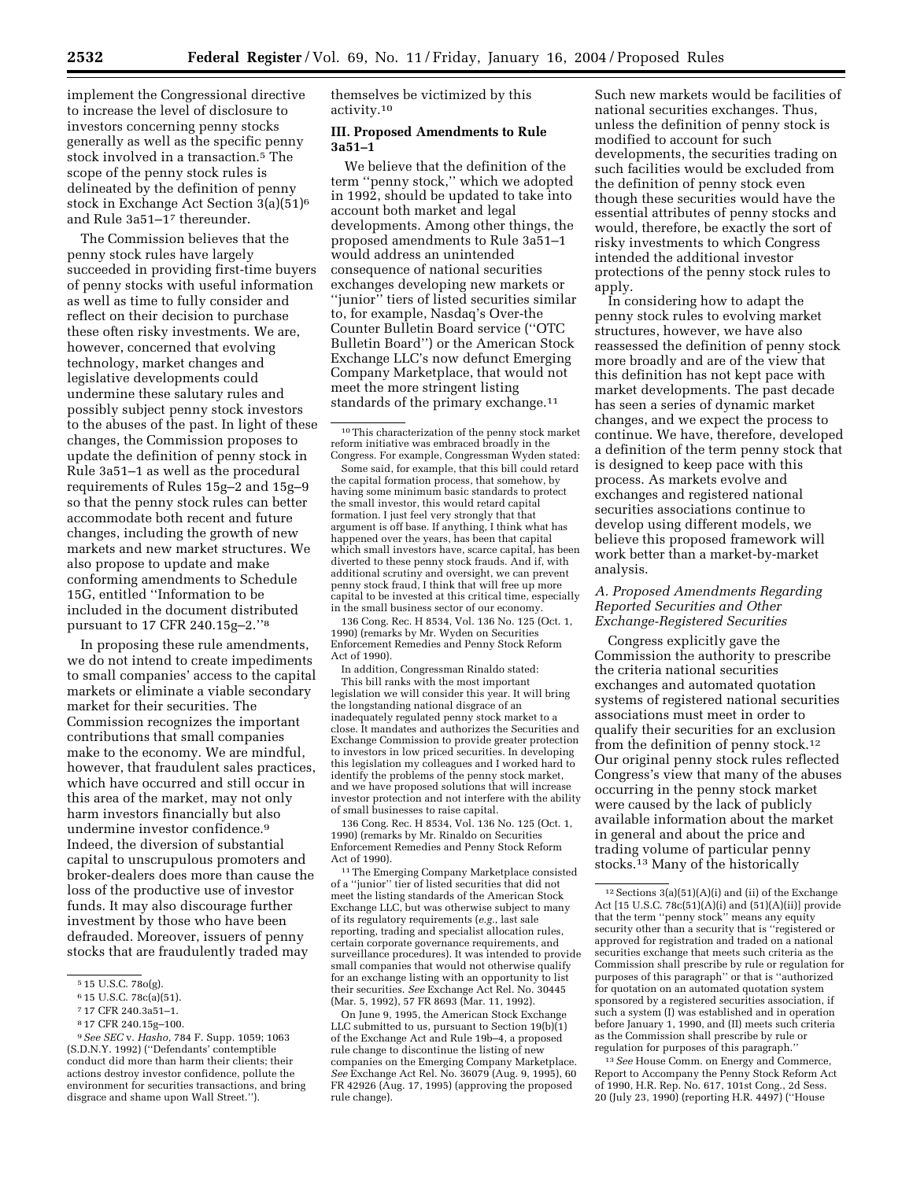implement the Congressional directive to increase the level of disclosure to investors concerning penny stocks generally as well as the specific penny stock involved in a transaction.[5] The scope of the penny stock rules is delineated by the definition of penny stock in Exchange Act Section 3(a)(51)[6] and Rule 3a51–1[7] thereunder.

The Commission believes that the penny stock rules have largely succeeded in providing first-time buyers of penny stocks with useful information as well as time to fully consider and reflect on their decision to purchase these often risky investments. We are, however, concerned that evolving technology, market changes and legislative developments could undermine these salutary rules and possibly subject penny stock investors to the abuses of the past. In light of these changes, the Commission proposes to update the definition of penny stock in Rule 3a51–1 as well as the procedural requirements of Rules 15g–2 and 15g–9 so that the penny stock rules can better accommodate both recent and future changes, including the growth of new markets and new market structures. We also propose to update and make conforming amendments to Schedule 15G, entitled "Information to be included in the document distributed pursuant to 17 CFR 240.15g–2."[8]

In proposing these rule amendments, we do not intend to create impediments to small companies' access to the capital markets or eliminate a viable secondary market for their securities. The Commission recognizes the important contributions that small companies make to the economy. We are mindful, however, that fraudulent sales practices, which have occurred and still occur in this area of the market, may not only harm investors financially but also undermine investor confidence.[9] Indeed, the diversion of substantial capital to unscrupulous promoters and broker-dealers does more than cause the loss of the productive use of investor funds. It may also discourage further investment by those who have been defrauded. Moreover, issuers of penny stocks that are fraudulently traded may themselves be victimized by this activity.[10]

## III. Proposed Amendments to Rule 3a51–1

We believe that the definition of the term "penny stock," which we adopted in 1992, should be updated to take into account both market and legal developments. Among other things, the proposed amendments to Rule 3a51–1 would address an unintended consequence of national securities exchanges developing new markets or "junior" tiers of listed securities similar to, for example, Nasdaq's Over-the Counter Bulletin Board service ("OTC Bulletin Board") or the American Stock Exchange LLC's now defunct Emerging Company Marketplace, that would not meet the more stringent listing standards of the primary exchange.[11] Such new markets would be facilities of national securities exchanges. Thus, unless the definition of penny stock is modified to account for such developments, the securities trading on such facilities would be excluded from the definition of penny stock even though these securities would have the essential attributes of penny stocks and would, therefore, be exactly the sort of risky investments to which Congress intended the additional investor protections of the penny stock rules to apply.

In considering how to adapt the penny stock rules to evolving market structures, however, we have also reassessed the definition of penny stock more broadly and are of the view that this definition has not kept pace with market developments. The past decade has seen a series of dynamic market changes, and we expect the process to continue. We have, therefore, developed a definition of the term penny stock that is designed to keep pace with this process. As markets evolve and exchanges and registered national securities associations continue to develop using different models, we believe this proposed framework will work better than a market-by-market analysis.

### A. Proposed Amendments Regarding Reported Securities and Other Exchange-Registered Securities

Congress explicitly gave the Commission the authority to prescribe the criteria national securities exchanges and automated quotation systems of registered national securities associations must meet in order to qualify their securities for an exclusion from the definition of penny stock.[12] Our original penny stock rules reflected Congress's view that many of the abuses occurring in the penny stock market were caused by the lack of publicly available information about the market in general and about the price and trading volume of particular penny stocks.[13] Many of the historically

---

[5] 15 U.S.C. 78o(g).

[6] 15 U.S.C. 78c(a)(51).

[7] 17 CFR 240.3a51–1.

[8] 17 CFR 240.15g–100.

[9] *See SEC* v. *Hasho,* 784 F. Supp. 1059; 1063 (S.D.N.Y. 1992) ("Defendants' contemptible conduct did more than harm their clients; their actions destroy investor confidence, pollute the environment for securities transactions, and bring disgrace and shame upon Wall Street.").

[10] This characterization of the penny stock market reform initiative was embraced broadly in the Congress. For example, Congressman Wyden stated:

Some said, for example, that this bill could retard the capital formation process, that somehow, by having some minimum basic standards to protect the small investor, this would retard capital formation. I just feel very strongly that that argument is off base. If anything, I think what has happened over the years, has been that capital which small investors have, scarce capital, has been diverted to these penny stock frauds. And if, with additional scrutiny and oversight, we can prevent penny stock fraud, I think that will free up more capital to be invested at this critical time, especially in the small business sector of our economy.

136 Cong. Rec. H 8534, Vol. 136 No. 125 (Oct. 1, 1990) (remarks by Mr. Wyden on Securities Enforcement Remedies and Penny Stock Reform Act of 1990).

In addition, Congressman Rinaldo stated:

This bill ranks with the most important legislation we will consider this year. It will bring the longstanding national disgrace of an inadequately regulated penny stock market to a close. It mandates and authorizes the Securities and Exchange Commission to provide greater protection to investors in low priced securities. In developing this legislation my colleagues and I worked hard to identify the problems of the penny stock market, and we have proposed solutions that will increase investor protection and not interfere with the ability of small businesses to raise capital.

136 Cong. Rec. H 8534, Vol. 136 No. 125 (Oct. 1, 1990) (remarks by Mr. Rinaldo on Securities Enforcement Remedies and Penny Stock Reform Act of 1990).

[11] The Emerging Company Marketplace consisted of a "junior" tier of listed securities that did not meet the listing standards of the American Stock Exchange LLC, but was otherwise subject to many of its regulatory requirements (*e.g.*, last sale reporting, trading and specialist allocation rules, certain corporate governance requirements, and surveillance procedures). It was intended to provide small companies that would not otherwise qualify for an exchange listing with an opportunity to list their securities. *See* Exchange Act Rel. No. 30445 (Mar. 5, 1992), 57 FR 8693 (Mar. 11, 1992).

On June 9, 1995, the American Stock Exchange LLC submitted to us, pursuant to Section 19(b)(1) of the Exchange Act and Rule 19b–4, a proposed rule change to discontinue the listing of new companies on the Emerging Company Marketplace. *See* Exchange Act Rel. No. 36079 (Aug. 9, 1995), 60 FR 42926 (Aug. 17, 1995) (approving the proposed rule change).

[12] Sections 3(a)(51)(A)(i) and (ii) of the Exchange Act [15 U.S.C. 78c(51)(A)(i) and (51)(A)(ii)] provide that the term "penny stock" means any equity security other than a security that is "registered or approved for registration and traded on a national securities exchange that meets such criteria as the Commission shall prescribe by rule or regulation for purposes of this paragraph" or that is "authorized for quotation on an automated quotation system sponsored by a registered securities association, if such a system (I) was established and in operation before January 1, 1990, and (II) meets such criteria as the Commission shall prescribe by rule or regulation for purposes of this paragraph."

[13] *See* House Comm. on Energy and Commerce, Report to Accompany the Penny Stock Reform Act of 1990, H.R. Rep. No. 617, 101st Cong., 2d Sess. 20 (July 23, 1990) (reporting H.R. 4497) ("House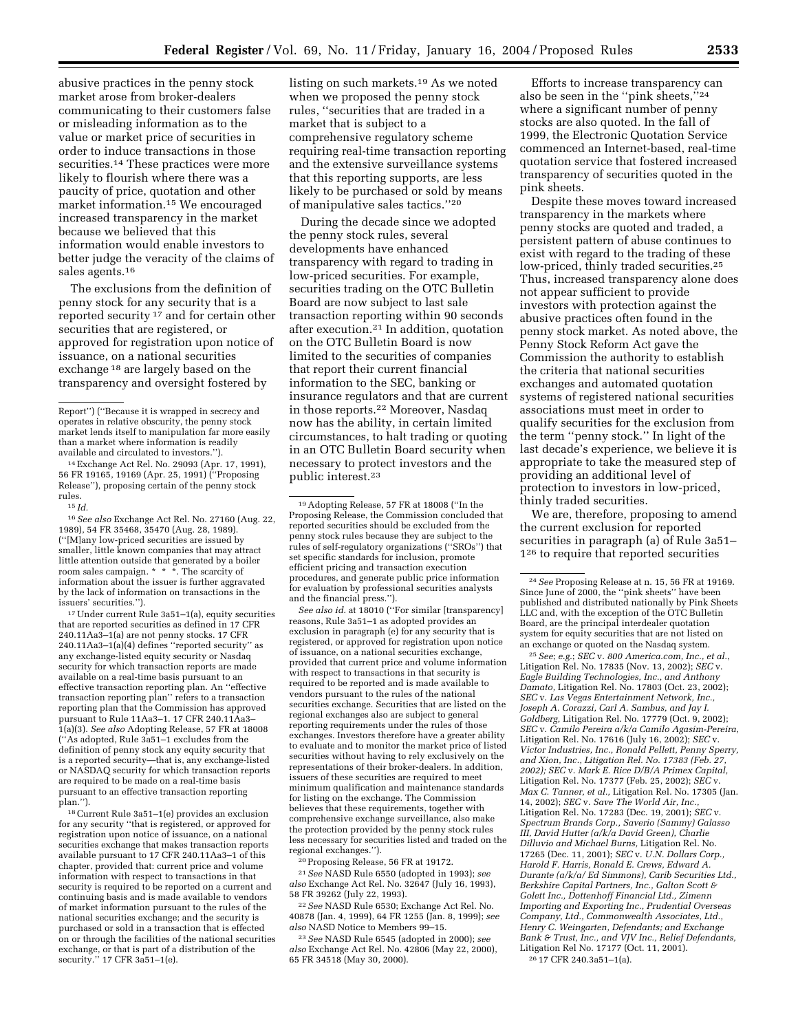abusive practices in the penny stock market arose from broker-dealers communicating to their customers false or misleading information as to the value or market price of securities in order to induce transactions in those securities.[14] These practices were more likely to flourish where there was a paucity of price, quotation and other market information.[15] We encouraged increased transparency in the market because we believed that this information would enable investors to better judge the veracity of the claims of sales agents.[16]

The exclusions from the definition of penny stock for any security that is a reported security [17] and for certain other securities that are registered, or approved for registration upon notice of issuance, on a national securities exchange [18] are largely based on the transparency and oversight fostered by listing on such markets.[19] As we noted when we proposed the penny stock rules, "securities that are traded in a market that is subject to a comprehensive regulatory scheme requiring real-time transaction reporting and the extensive surveillance systems that this reporting supports, are less likely to be purchased or sold by means of manipulative sales tactics."[20]

During the decade since we adopted the penny stock rules, several developments have enhanced transparency with regard to trading in low-priced securities. For example, securities trading on the OTC Bulletin Board are now subject to last sale transaction reporting within 90 seconds after execution.[21] In addition, quotation on the OTC Bulletin Board is now limited to the securities of companies that report their current financial information to the SEC, banking or insurance regulators and that are current in those reports.[22] Moreover, Nasdaq now has the ability, in certain limited circumstances, to halt trading or quoting in an OTC Bulletin Board security when necessary to protect investors and the public interest.[23]

Efforts to increase transparency can also be seen in the "pink sheets,"[24] where a significant number of penny stocks are also quoted. In the fall of 1999, the Electronic Quotation Service commenced an Internet-based, real-time quotation service that fostered increased transparency of securities quoted in the pink sheets.

Despite these moves toward increased transparency in the markets where penny stocks are quoted and traded, a persistent pattern of abuse continues to exist with regard to the trading of these low-priced, thinly traded securities.[25] Thus, increased transparency alone does not appear sufficient to provide investors with protection against the abusive practices often found in the penny stock market. As noted above, the Penny Stock Reform Act gave the Commission the authority to establish the criteria that national securities exchanges and automated quotation systems of registered national securities associations must meet in order to qualify securities for the exclusion from the term "penny stock." In light of the last decade's experience, we believe it is appropriate to take the measured step of providing an additional level of protection to investors in low-priced, thinly traded securities.

We are, therefore, proposing to amend the current exclusion for reported securities in paragraph (a) of Rule 3a51–1[26] to require that reported securities

---

Report") ("Because it is wrapped in secrecy and operates in relative obscurity, the penny stock market lends itself to manipulation far more easily than a market where information is readily available and circulated to investors.").

[14] Exchange Act Rel. No. 29093 (Apr. 17, 1991), 56 FR 19165, 19169 (Apr. 25, 1991) ("Proposing Release"), proposing certain of the penny stock rules.

[15] *Id.*

[16] *See also* Exchange Act Rel. No. 27160 (Aug. 22, 1989), 54 FR 35468, 35470 (Aug. 28, 1989). ("[M]any low-priced securities are issued by smaller, little known companies that may attract little attention outside that generated by a boiler room sales campaign. * * *. The scarcity of information about the issuer is further aggravated by the lack of information on transactions in the issuers' securities.").

[17] Under current Rule 3a51–1(a), equity securities that are reported securities as defined in 17 CFR 240.11Aa3–1(a) are not penny stocks. 17 CFR 240.11Aa3–1(a)(4) defines "reported security" as any exchange-listed equity security or Nasdaq security for which transaction reports are made available on a real-time basis pursuant to an effective transaction reporting plan. An "effective transaction reporting plan" refers to a transaction reporting plan that the Commission has approved pursuant to Rule 11Aa3–1. 17 CFR 240.11Aa3–1(a)(3). *See also* Adopting Release, 57 FR at 18008 ("As adopted, Rule 3a51–1 excludes from the definition of penny stock any equity security that is a reported security—that is, any exchange-listed or NASDAQ security for which transaction reports are required to be made on a real-time basis pursuant to an effective transaction reporting plan.").

[18] Current Rule 3a51–1(e) provides an exclusion for any security "that is registered, or approved for registration upon notice of issuance, on a national securities exchange that makes transaction reports available pursuant to 17 CFR 240.11Aa3–1 of this chapter, provided that: current price and volume information with respect to transactions in that security is required to be reported on a current and continuing basis and is made available to vendors of market information pursuant to the rules of the national securities exchange; and the security is purchased or sold in a transaction that is effected on or through the facilities of the national securities exchange, or that is part of a distribution of the security." 17 CFR 3a51–1(e).

[19] Adopting Release, 57 FR at 18008 ("In the Proposing Release, the Commission concluded that reported securities should be excluded from the penny stock rules because they are subject to the rules of self-regulatory organizations ("SROs") that set specific standards for inclusion, promote efficient pricing and transaction execution procedures, and generate public price information for evaluation by professional securities analysts and the financial press.").

*See also id.* at 18010 ("For similar [transparency] reasons, Rule 3a51–1 as adopted provides an exclusion in paragraph (e) for any security that is registered, or approved for registration upon notice of issuance, on a national securities exchange, provided that current price and volume information with respect to transactions in that security is required to be reported and is made available to vendors pursuant to the rules of the national securities exchange. Securities that are listed on the regional exchanges also are subject to general reporting requirements under the rules of those exchanges. Investors therefore have a greater ability to evaluate and to monitor the market price of listed securities without having to rely exclusively on the representations of their broker-dealers. In addition, issuers of these securities are required to meet minimum qualification and maintenance standards for listing on the exchange. The Commission believes that these requirements, together with comprehensive exchange surveillance, also make the protection provided by the penny stock rules less necessary for securities listed and traded on the regional exchanges.").

[20] Proposing Release, 56 FR at 19172.

[21] *See* NASD Rule 6550 (adopted in 1993); *see also* Exchange Act Rel. No. 32647 (July 16, 1993), 58 FR 39262 (July 22, 1993).

[22] *See* NASD Rule 6530; Exchange Act Rel. No. 40878 (Jan. 4, 1999), 64 FR 1255 (Jan. 8, 1999); *see also* NASD Notice to Members 99–15.

[23] *See* NASD Rule 6545 (adopted in 2000); *see also* Exchange Act Rel. No. 42806 (May 22, 2000), 65 FR 34518 (May 30, 2000).

[24] *See* Proposing Release at n. 15, 56 FR at 19169. Since June of 2000, the "pink sheets" have been published and distributed nationally by Pink Sheets LLC and, with the exception of the OTC Bulletin Board, are the principal interdealer quotation system for equity securities that are not listed on an exchange or quoted on the Nasdaq system.

[25] *See*; *e.g.*; *SEC* v. *800 America.com, Inc., et al.*, Litigation Rel. No. 17835 (Nov. 13, 2002); *SEC* v. *Eagle Building Technologies, Inc., and Anthony Damato,* Litigation Rel. No. 17803 (Oct. 23, 2002); *SEC* v. *Las Vegas Entertainment Network, Inc., Joseph A. Corazzi, Carl A. Sambus, and Jay I. Goldberg,* Litigation Rel. No. 17779 (Oct. 9, 2002); *SEC* v. *Camilo Pereira a/k/a Camilo Agasim-Pereira,* Litigation Rel. No. 17616 (July 16, 2002); *SEC* v. *Victor Industries, Inc., Ronald Pellett, Penny Sperry, and Xion, Inc., Litigation Rel. No. 17383 (Feb. 27, 2002); SEC* v. *Mark E. Rice D/B/A Primex Capital,* Litigation Rel. No. 17377 (Feb. 25, 2002); *SEC* v. *Max C. Tanner, et al.,* Litigation Rel. No. 17305 (Jan. 14, 2002); *SEC* v. *Save The World Air, Inc.,* Litigation Rel. No. 17283 (Dec. 19, 2001); *SEC* v. *Spectrum Brands Corp., Saverio (Sammy) Galasso III, David Hutter (a/k/a David Green), Charlie Dilluvio and Michael Burns,* Litigation Rel. No. 17265 (Dec. 11, 2001); *SEC* v. *U.N. Dollars Corp., Harold F. Harris, Ronald E. Crews, Edward A. Durante (a/k/a/ Ed Simmons), Carib Securities Ltd., Berkshire Capital Partners, Inc., Galton Scott & Golett Inc., Dottenhoff Financial Ltd., Zimenn Importing and Exporting Inc., Prudential Overseas Company, Ltd., Commonwealth Associates, Ltd., Henry C. Weingarten, Defendants; and Exchange Bank & Trust, Inc., and VJV Inc., Relief Defendants,* Litigation Rel No. 17177 (Oct. 11, 2001).

[26] 17 CFR 240.3a51–1(a).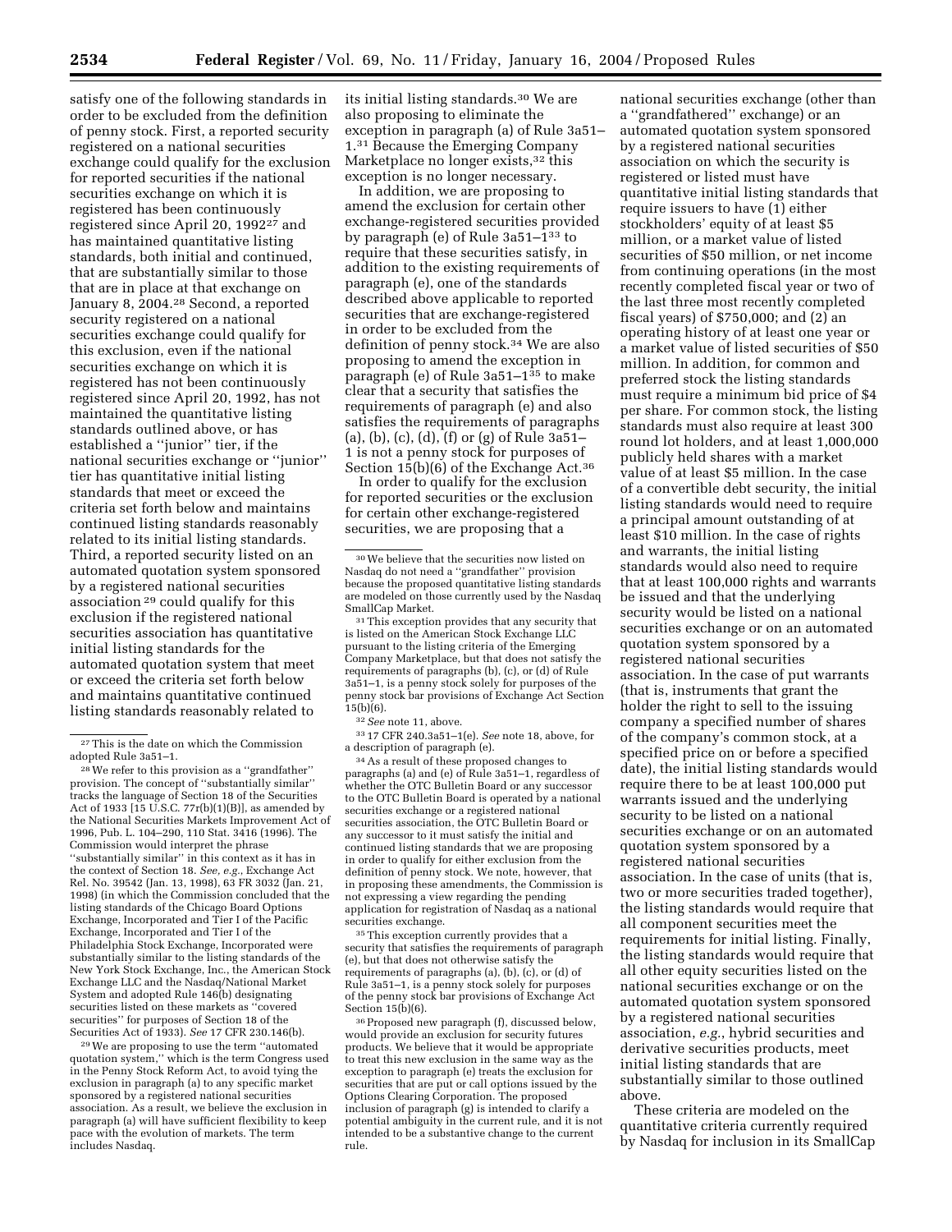satisfy one of the following standards in order to be excluded from the definition of penny stock. First, a reported security registered on a national securities exchange could qualify for the exclusion for reported securities if the national securities exchange on which it is registered has been continuously registered since April 20, 1992[27] and has maintained quantitative listing standards, both initial and continued, that are substantially similar to those that are in place at that exchange on January 8, 2004.[28] Second, a reported security registered on a national securities exchange could qualify for this exclusion, even if the national securities exchange on which it is registered has not been continuously registered since April 20, 1992, has not maintained the quantitative listing standards outlined above, or has established a ''junior'' tier, if the national securities exchange or ''junior'' tier has quantitative initial listing standards that meet or exceed the criteria set forth below and maintains continued listing standards reasonably related to its initial listing standards. Third, a reported security listed on an automated quotation system sponsored by a registered national securities association[29] could qualify for this exclusion if the registered national securities association has quantitative initial listing standards for the automated quotation system that meet or exceed the criteria set forth below and maintains quantitative continued listing standards reasonably related to its initial listing standards.[30] We are also proposing to eliminate the exception in paragraph (a) of Rule 3a51–1.[31] Because the Emerging Company Marketplace no longer exists,[32] this exception is no longer necessary.

In addition, we are proposing to amend the exclusion for certain other exchange-registered securities provided by paragraph (e) of Rule 3a51–1[33] to require that these securities satisfy, in addition to the existing requirements of paragraph (e), one of the standards described above applicable to reported securities that are exchange-registered in order to be excluded from the definition of penny stock.[34] We are also proposing to amend the exception in paragraph (e) of Rule 3a51–1[35] to make clear that a security that satisfies the requirements of paragraph (e) and also satisfies the requirements of paragraphs (a), (b), (c), (d), (f) or (g) of Rule 3a51–1 is not a penny stock for purposes of Section 15(b)(6) of the Exchange Act.[36]

In order to qualify for the exclusion for reported securities or the exclusion for certain other exchange-registered securities, we are proposing that a national securities exchange (other than a ''grandfathered'' exchange) or an automated quotation system sponsored by a registered national securities association on which the security is registered or listed must have quantitative initial listing standards that require issuers to have (1) either stockholders' equity of at least $5 million, or a market value of listed securities of $50 million, or net income from continuing operations (in the most recently completed fiscal year or two of the last three most recently completed fiscal years) of $750,000; and (2) an operating history of at least one year or a market value of listed securities of $50 million. In addition, for common and preferred stock the listing standards must require a minimum bid price of $4 per share. For common stock, the listing standards must also require at least 300 round lot holders, and at least 1,000,000 publicly held shares with a market value of at least $5 million. In the case of a convertible debt security, the initial listing standards would need to require a principal amount outstanding of at least $10 million. In the case of rights and warrants, the initial listing standards would also need to require that at least 100,000 rights and warrants be issued and that the underlying security would be listed on a national securities exchange or on an automated quotation system sponsored by a registered national securities association. In the case of put warrants (that is, instruments that grant the holder the right to sell to the issuing company a specified number of shares of the company's common stock, at a specified price on or before a specified date), the initial listing standards would require there to be at least 100,000 put warrants issued and the underlying security to be listed on a national securities exchange or on an automated quotation system sponsored by a registered national securities association. In the case of units (that is, two or more securities traded together), the listing standards would require that all component securities meet the requirements for initial listing. Finally, the listing standards would require that all other equity securities listed on the national securities exchange or on the automated quotation system sponsored by a registered national securities association, *e.g.*, hybrid securities and derivative securities products, meet initial listing standards that are substantially similar to those outlined above.

These criteria are modeled on the quantitative criteria currently required by Nasdaq for inclusion in its SmallCap

---

[27] This is the date on which the Commission adopted Rule 3a51–1.

[28] We refer to this provision as a ''grandfather'' provision. The concept of ''substantially similar'' tracks the language of Section 18 of the Securities Act of 1933 [15 U.S.C. 77r(b)(1)(B)], as amended by the National Securities Markets Improvement Act of 1996, Pub. L. 104–290, 110 Stat. 3416 (1996). The Commission would interpret the phrase ''substantially similar'' in this context as it has in the context of Section 18. *See, e.g.*, Exchange Act Rel. No. 39542 (Jan. 13, 1998), 63 FR 3032 (Jan. 21, 1998) (in which the Commission concluded that the listing standards of the Chicago Board Options Exchange, Incorporated and Tier I of the Pacific Exchange, Incorporated and Tier I of the Philadelphia Stock Exchange, Incorporated were substantially similar to the listing standards of the New York Stock Exchange, Inc., the American Stock Exchange LLC and the Nasdaq/National Market System and adopted Rule 146(b) designating securities listed on these markets as ''covered securities'' for purposes of Section 18 of the Securities Act of 1933). *See* 17 CFR 230.146(b).

[29] We are proposing to use the term ''automated quotation system,'' which is the term Congress used in the Penny Stock Reform Act, to avoid tying the exclusion in paragraph (a) to any specific market sponsored by a registered national securities association. As a result, we believe the exclusion in paragraph (a) will have sufficient flexibility to keep pace with the evolution of markets. The term includes Nasdaq.

[30] We believe that the securities now listed on Nasdaq do not need a ''grandfather'' provision because the proposed quantitative listing standards are modeled on those currently used by the Nasdaq SmallCap Market.

[31] This exception provides that any security that is listed on the American Stock Exchange LLC pursuant to the listing criteria of the Emerging Company Marketplace, but that does not satisfy the requirements of paragraphs (b), (c), or (d) of Rule 3a51–1, is a penny stock solely for purposes of the penny stock bar provisions of Exchange Act Section 15(b)(6).

[32] *See* note 11, above.

[33] 17 CFR 240.3a51–1(e). *See* note 18, above, for a description of paragraph (e).

[34] As a result of these proposed changes to paragraphs (a) and (e) of Rule 3a51–1, regardless of whether the OTC Bulletin Board or any successor to the OTC Bulletin Board is operated by a national securities exchange or a registered national securities association, the OTC Bulletin Board or any successor to it must satisfy the initial and continued listing standards that we are proposing in order to qualify for either exclusion from the definition of penny stock. We note, however, that in proposing these amendments, the Commission is not expressing a view regarding the pending application for registration of Nasdaq as a national securities exchange.

[35] This exception currently provides that a security that satisfies the requirements of paragraph (e), but that does not otherwise satisfy the requirements of paragraphs (a), (b), (c), or (d) of Rule 3a51–1, is a penny stock solely for purposes of the penny stock bar provisions of Exchange Act Section 15(b)(6).

[36] Proposed new paragraph (f), discussed below, would provide an exclusion for security futures products. We believe that it would be appropriate to treat this new exclusion in the same way as the exception to paragraph (e) treats the exclusion for securities that are put or call options issued by the Options Clearing Corporation. The proposed inclusion of paragraph (g) is intended to clarify a potential ambiguity in the current rule, and it is not intended to be a substantive change to the current rule.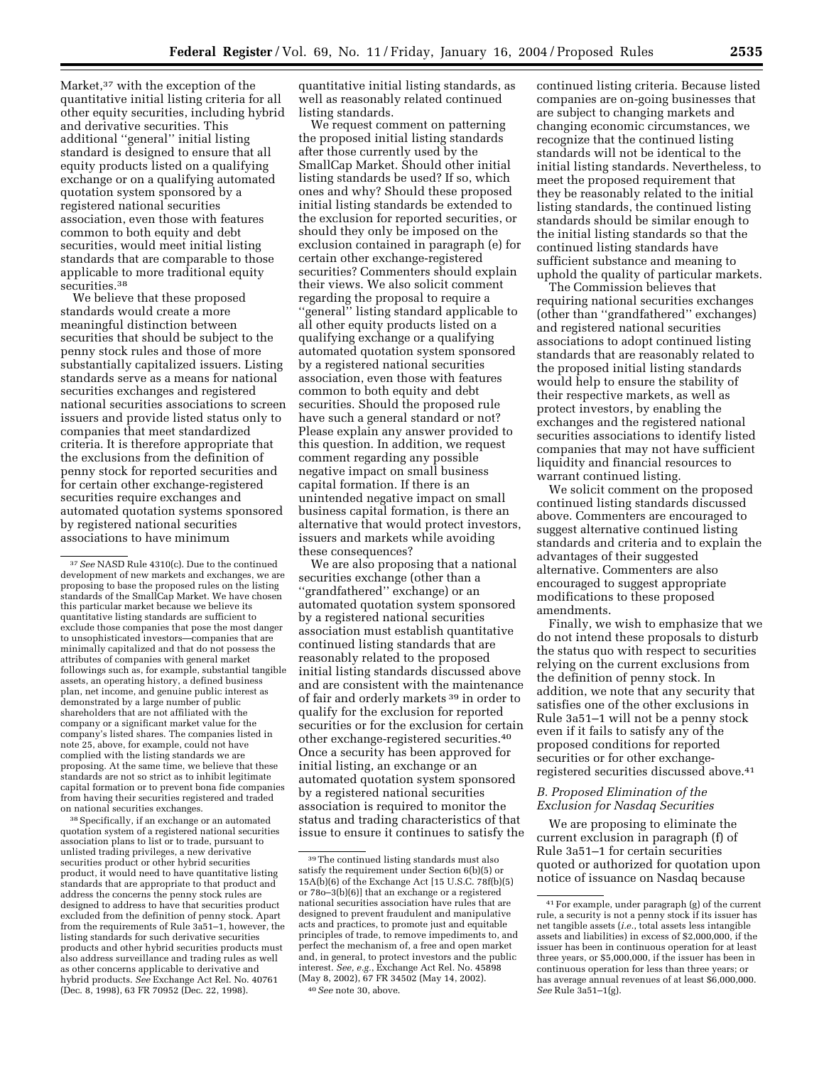Market,[37] with the exception of the quantitative initial listing criteria for all other equity securities, including hybrid and derivative securities. This additional ''general'' initial listing standard is designed to ensure that all equity products listed on a qualifying exchange or on a qualifying automated quotation system sponsored by a registered national securities association, even those with features common to both equity and debt securities, would meet initial listing standards that are comparable to those applicable to more traditional equity securities.[38]

We believe that these proposed standards would create a more meaningful distinction between securities that should be subject to the penny stock rules and those of more substantially capitalized issuers. Listing standards serve as a means for national securities exchanges and registered national securities associations to screen issuers and provide listed status only to companies that meet standardized criteria. It is therefore appropriate that the exclusions from the definition of penny stock for reported securities and for certain other exchange-registered securities require exchanges and automated quotation systems sponsored by registered national securities associations to have minimum quantitative initial listing standards, as well as reasonably related continued listing standards.

We request comment on patterning the proposed initial listing standards after those currently used by the SmallCap Market. Should other initial listing standards be used? If so, which ones and why? Should these proposed initial listing standards be extended to the exclusion for reported securities, or should they only be imposed on the exclusion contained in paragraph (e) for certain other exchange-registered securities? Commenters should explain their views. We also solicit comment regarding the proposal to require a ''general'' listing standard applicable to all other equity products listed on a qualifying exchange or a qualifying automated quotation system sponsored by a registered national securities association, even those with features common to both equity and debt securities. Should the proposed rule have such a general standard or not? Please explain any answer provided to this question. In addition, we request comment regarding any possible negative impact on small business capital formation. If there is an unintended negative impact on small business capital formation, is there an alternative that would protect investors, issuers and markets while avoiding these consequences?

We are also proposing that a national securities exchange (other than a ''grandfathered'' exchange) or an automated quotation system sponsored by a registered national securities association must establish quantitative continued listing standards that are reasonably related to the proposed initial listing standards discussed above and are consistent with the maintenance of fair and orderly markets[39] in order to qualify for the exclusion for reported securities or for the exclusion for certain other exchange-registered securities.[40] Once a security has been approved for initial listing, an exchange or an automated quotation system sponsored by a registered national securities association is required to monitor the status and trading characteristics of that issue to ensure it continues to satisfy the continued listing criteria. Because listed companies are on-going businesses that are subject to changing markets and changing economic circumstances, we recognize that the continued listing standards will not be identical to the initial listing standards. Nevertheless, to meet the proposed requirement that they be reasonably related to the initial listing standards, the continued listing standards should be similar enough to the initial listing standards so that the continued listing standards have sufficient substance and meaning to uphold the quality of particular markets.

The Commission believes that requiring national securities exchanges (other than ''grandfathered'' exchanges) and registered national securities associations to adopt continued listing standards that are reasonably related to the proposed initial listing standards would help to ensure the stability of their respective markets, as well as protect investors, by enabling the exchanges and the registered national securities associations to identify listed companies that may not have sufficient liquidity and financial resources to warrant continued listing.

We solicit comment on the proposed continued listing standards discussed above. Commenters are encouraged to suggest alternative continued listing standards and criteria and to explain the advantages of their suggested alternative. Commenters are also encouraged to suggest appropriate modifications to these proposed amendments.

Finally, we wish to emphasize that we do not intend these proposals to disturb the status quo with respect to securities relying on the current exclusions from the definition of penny stock. In addition, we note that any security that satisfies one of the other exclusions in Rule 3a51–1 will not be a penny stock even if it fails to satisfy any of the proposed conditions for reported securities or for other exchange-registered securities discussed above.[41]

### *B. Proposed Elimination of the Exclusion for Nasdaq Securities*

We are proposing to eliminate the current exclusion in paragraph (f) of Rule 3a51–1 for certain securities quoted or authorized for quotation upon notice of issuance on Nasdaq because

---

[37] *See* NASD Rule 4310(c). Due to the continued development of new markets and exchanges, we are proposing to base the proposed rules on the listing standards of the SmallCap Market. We have chosen this particular market because we believe its quantitative listing standards are sufficient to exclude those companies that pose the most danger to unsophisticated investors—companies that are minimally capitalized and that do not possess the attributes of companies with general market followings such as, for example, substantial tangible assets, an operating history, a defined business plan, net income, and genuine public interest as demonstrated by a large number of public shareholders that are not affiliated with the company or a significant market value for the company's listed shares. The companies listed in note 25, above, for example, could not have complied with the listing standards we are proposing. At the same time, we believe that these standards are not so strict as to inhibit legitimate capital formation or to prevent bona fide companies from having their securities registered and traded on national securities exchanges.

[38] Specifically, if an exchange or an automated quotation system of a registered national securities association plans to list or to trade, pursuant to unlisted trading privileges, a new derivative securities product or other hybrid securities product, it would need to have quantitative listing standards that are appropriate to that product and address the concerns the penny stock rules are designed to address to have that securities product excluded from the definition of penny stock. Apart from the requirements of Rule 3a51–1, however, the listing standards for such derivative securities products and other hybrid securities products must also address surveillance and trading rules as well as other concerns applicable to derivative and hybrid products. *See* Exchange Act Rel. No. 40761 (Dec. 8, 1998), 63 FR 70952 (Dec. 22, 1998).

[39] The continued listing standards must also satisfy the requirement under Section 6(b)(5) or 15A(b)(6) of the Exchange Act [15 U.S.C. 78f(b)(5) or 78o–3(b)(6)] that an exchange or a registered national securities association have rules that are designed to prevent fraudulent and manipulative acts and practices, to promote just and equitable principles of trade, to remove impediments to, and perfect the mechanism of, a free and open market and, in general, to protect investors and the public interest. *See, e.g.*, Exchange Act Rel. No. 45898 (May 8, 2002), 67 FR 34502 (May 14, 2002).

[40] *See* note 30, above.

[41] For example, under paragraph (g) of the current rule, a security is not a penny stock if its issuer has net tangible assets (*i.e.*, total assets less intangible assets and liabilities) in excess of $2,000,000, if the issuer has been in continuous operation for at least three years, or $5,000,000, if the issuer has been in continuous operation for less than three years; or has average annual revenues of at least $6,000,000. *See* Rule 3a51–1(g).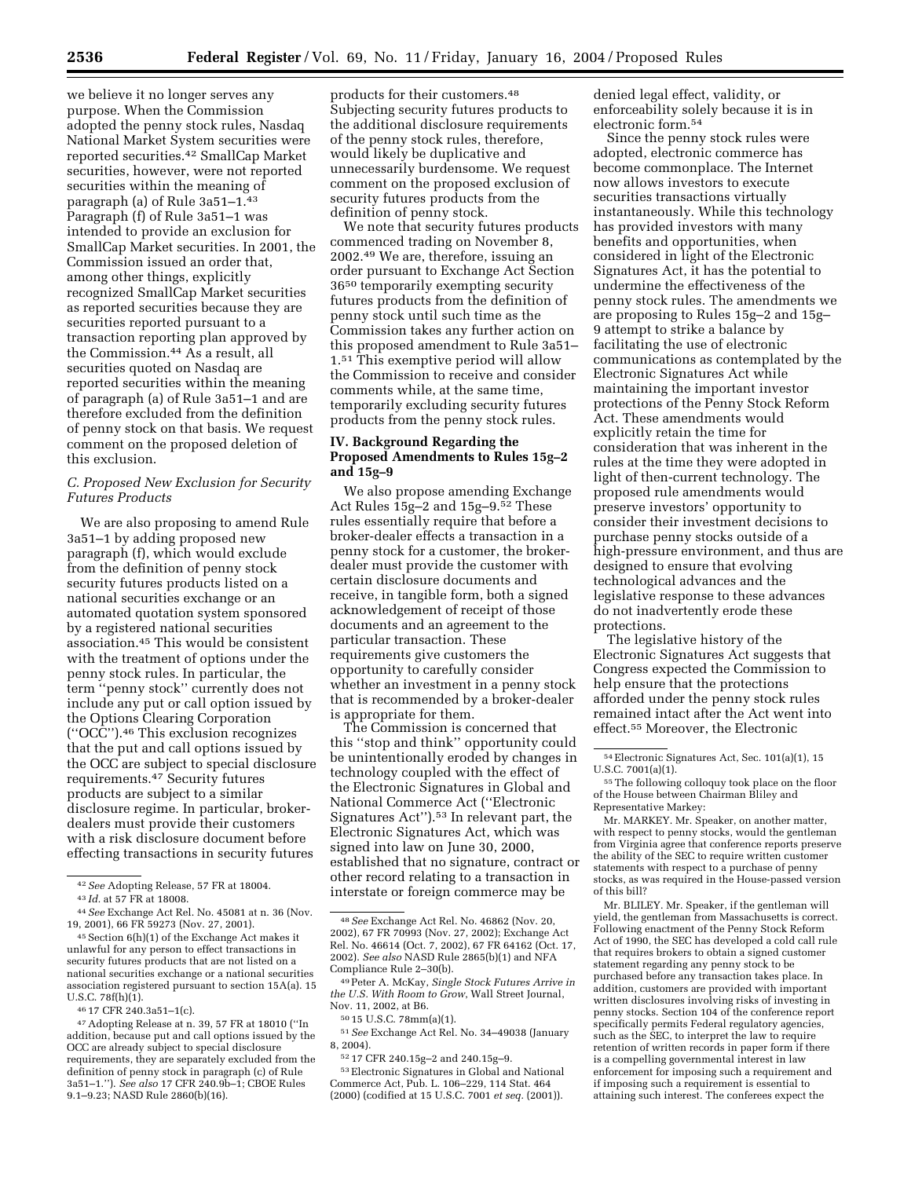we believe it no longer serves any purpose. When the Commission adopted the penny stock rules, Nasdaq National Market System securities were reported securities.[42] SmallCap Market securities, however, were not reported securities within the meaning of paragraph (a) of Rule 3a51–1.[43] Paragraph (f) of Rule 3a51–1 was intended to provide an exclusion for SmallCap Market securities. In 2001, the Commission issued an order that, among other things, explicitly recognized SmallCap Market securities as reported securities because they are securities reported pursuant to a transaction reporting plan approved by the Commission.[44] As a result, all securities quoted on Nasdaq are reported securities within the meaning of paragraph (a) of Rule 3a51–1 and are therefore excluded from the definition of penny stock on that basis. We request comment on the proposed deletion of this exclusion.

### *C. Proposed New Exclusion for Security Futures Products*

We are also proposing to amend Rule 3a51–1 by adding proposed new paragraph (f), which would exclude from the definition of penny stock security futures products listed on a national securities exchange or an automated quotation system sponsored by a registered national securities association.[45] This would be consistent with the treatment of options under the penny stock rules. In particular, the term ''penny stock'' currently does not include any put or call option issued by the Options Clearing Corporation (''OCC'').[46] This exclusion recognizes that the put and call options issued by the OCC are subject to special disclosure requirements.[47] Security futures products are subject to a similar disclosure regime. In particular, broker-dealers must provide their customers with a risk disclosure document before effecting transactions in security futures products for their customers.[48] Subjecting security futures products to the additional disclosure requirements of the penny stock rules, therefore, would likely be duplicative and unnecessarily burdensome. We request comment on the proposed exclusion of security futures products from the definition of penny stock.

We note that security futures products commenced trading on November 8, 2002.[49] We are, therefore, issuing an order pursuant to Exchange Act Section 36[50] temporarily exempting security futures products from the definition of penny stock until such time as the Commission takes any further action on this proposed amendment to Rule 3a51–1.[51] This exemptive period will allow the Commission to receive and consider comments while, at the same time, temporarily excluding security futures products from the penny stock rules.

## IV. Background Regarding the Proposed Amendments to Rules 15g–2 and 15g–9

We also propose amending Exchange Act Rules 15g–2 and 15g–9.[52] These rules essentially require that before a broker-dealer effects a transaction in a penny stock for a customer, the broker-dealer must provide the customer with certain disclosure documents and receive, in tangible form, both a signed acknowledgement of receipt of those documents and an agreement to the particular transaction. These requirements give customers the opportunity to carefully consider whether an investment in a penny stock that is recommended by a broker-dealer is appropriate for them.

The Commission is concerned that this ''stop and think'' opportunity could be unintentionally eroded by changes in technology coupled with the effect of the Electronic Signatures in Global and National Commerce Act (''Electronic Signatures Act'').[53] In relevant part, the Electronic Signatures Act, which was signed into law on June 30, 2000, established that no signature, contract or other record relating to a transaction in interstate or foreign commerce may be denied legal effect, validity, or enforceability solely because it is in electronic form.[54]

Since the penny stock rules were adopted, electronic commerce has become commonplace. The Internet now allows investors to execute securities transactions virtually instantaneously. While this technology has provided investors with many benefits and opportunities, when considered in light of the Electronic Signatures Act, it has the potential to undermine the effectiveness of the penny stock rules. The amendments we are proposing to Rules 15g–2 and 15g–9 attempt to strike a balance by facilitating the use of electronic communications as contemplated by the Electronic Signatures Act while maintaining the important investor protections of the Penny Stock Reform Act. These amendments would explicitly retain the time for consideration that was inherent in the rules at the time they were adopted in light of then-current technology. The proposed rule amendments would preserve investors' opportunity to consider their investment decisions to purchase penny stocks outside of a high-pressure environment, and thus are designed to ensure that evolving technological advances and the legislative response to these advances do not inadvertently erode these protections.

The legislative history of the Electronic Signatures Act suggests that Congress expected the Commission to help ensure that the protections afforded under the penny stock rules remained intact after the Act went into effect.[55] Moreover, the Electronic

---

[42] *See* Adopting Release, 57 FR at 18004.

[43] *Id.* at 57 FR at 18008.

[44] *See* Exchange Act Rel. No. 45081 at n. 36 (Nov. 19, 2001), 66 FR 59273 (Nov. 27, 2001).

[45] Section 6(h)(1) of the Exchange Act makes it unlawful for any person to effect transactions in security futures products that are not listed on a national securities exchange or a national securities association registered pursuant to section 15A(a). 15 U.S.C. 78f(h)(1).

[46] 17 CFR 240.3a51–1(c).

[47] Adopting Release at n. 39, 57 FR at 18010 (''In addition, because put and call options issued by the OCC are already subject to special disclosure requirements, they are separately excluded from the definition of penny stock in paragraph (c) of Rule 3a51–1.''). *See also* 17 CFR 240.9b–1; CBOE Rules 9.1–9.23; NASD Rule 2860(b)(16).

[48] *See* Exchange Act Rel. No. 46862 (Nov. 20, 2002), 67 FR 70993 (Nov. 27, 2002); Exchange Act Rel. No. 46614 (Oct. 7, 2002), 67 FR 64162 (Oct. 17, 2002). *See also* NASD Rule 2865(b)(1) and NFA Compliance Rule 2–30(b).

[49] Peter A. McKay, *Single Stock Futures Arrive in the U.S. With Room to Grow*, Wall Street Journal, Nov. 11, 2002, at B6.

[50] 15 U.S.C. 78mm(a)(1).

[51] *See* Exchange Act Rel. No. 34–49038 (January 8, 2004).

[52] 17 CFR 240.15g–2 and 240.15g–9.

[53] Electronic Signatures in Global and National Commerce Act, Pub. L. 106–229, 114 Stat. 464 (2000) (codified at 15 U.S.C. 7001 *et seq.* (2001)).

[54] Electronic Signatures Act, Sec. 101(a)(1), 15 U.S.C. 7001(a)(1).

[55] The following colloquy took place on the floor of the House between Chairman Bliley and Representative Markey:

Mr. MARKEY. Mr. Speaker, on another matter, with respect to penny stocks, would the gentleman from Virginia agree that conference reports preserve the ability of the SEC to require written customer statements with respect to a purchase of penny stocks, as was required in the House-passed version of this bill?

Mr. BLILEY. Mr. Speaker, if the gentleman will yield, the gentleman from Massachusetts is correct. Following enactment of the Penny Stock Reform Act of 1990, the SEC has developed a cold call rule that requires brokers to obtain a signed customer statement regarding any penny stock to be purchased before any transaction takes place. In addition, customers are provided with important written disclosures involving risks of investing in penny stocks. Section 104 of the conference report specifically permits Federal regulatory agencies, such as the SEC, to interpret the law to require retention of written records in paper form if there is a compelling governmental interest in law enforcement for imposing such a requirement and if imposing such a requirement is essential to attaining such interest. The conferees expect the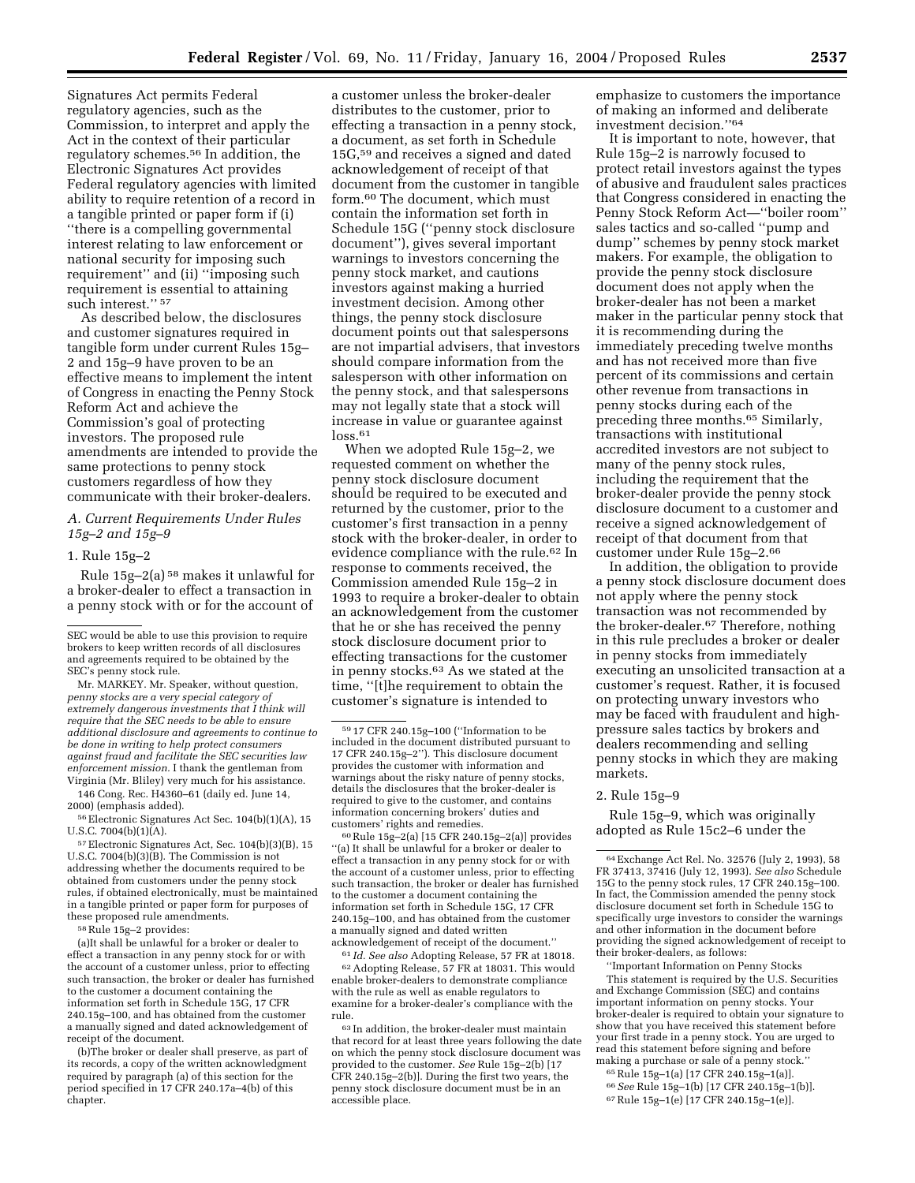Signatures Act permits Federal regulatory agencies, such as the Commission, to interpret and apply the Act in the context of their particular regulatory schemes.[56] In addition, the Electronic Signatures Act provides Federal regulatory agencies with limited ability to require retention of a record in a tangible printed or paper form if (i) "there is a compelling governmental interest relating to law enforcement or national security for imposing such requirement" and (ii) "imposing such requirement is essential to attaining such interest." [57]

As described below, the disclosures and customer signatures required in tangible form under current Rules 15g–2 and 15g–9 have proven to be an effective means to implement the intent of Congress in enacting the Penny Stock Reform Act and achieve the Commission's goal of protecting investors. The proposed rule amendments are intended to provide the same protections to penny stock customers regardless of how they communicate with their broker-dealers.

### A. Current Requirements Under Rules 15g–2 and 15g–9

#### 1. Rule 15g–2

Rule 15g–2(a) [58] makes it unlawful for a broker-dealer to effect a transaction in a penny stock with or for the account of a customer unless the broker-dealer distributes to the customer, prior to effecting a transaction in a penny stock, a document, as set forth in Schedule 15G,[59] and receives a signed and dated acknowledgement of receipt of that document from the customer in tangible form.[60] The document, which must contain the information set forth in Schedule 15G ("penny stock disclosure document"), gives several important warnings to investors concerning the penny stock market, and cautions investors against making a hurried investment decision. Among other things, the penny stock disclosure document points out that salespersons are not impartial advisers, that investors should compare information from the salesperson with other information on the penny stock, and that salespersons may not legally state that a stock will increase in value or guarantee against loss.[61]

When we adopted Rule 15g–2, we requested comment on whether the penny stock disclosure document should be required to be executed and returned by the customer, prior to the customer's first transaction in a penny stock with the broker-dealer, in order to evidence compliance with the rule.[62] In response to comments received, the Commission amended Rule 15g–2 in 1993 to require a broker-dealer to obtain an acknowledgement from the customer that he or she has received the penny stock disclosure document prior to effecting transactions for the customer in penny stocks.[63] As we stated at the time, "[t]he requirement to obtain the customer's signature is intended to emphasize to customers the importance of making an informed and deliberate investment decision."[64]

It is important to note, however, that Rule 15g–2 is narrowly focused to protect retail investors against the types of abusive and fraudulent sales practices that Congress considered in enacting the Penny Stock Reform Act—"boiler room" sales tactics and so-called "pump and dump" schemes by penny stock market makers. For example, the obligation to provide the penny stock disclosure document does not apply when the broker-dealer has not been a market maker in the particular penny stock that it is recommending during the immediately preceding twelve months and has not received more than five percent of its commissions and certain other revenue from transactions in penny stocks during each of the preceding three months.[65] Similarly, transactions with institutional accredited investors are not subject to many of the penny stock rules, including the requirement that the broker-dealer provide the penny stock disclosure document to a customer and receive a signed acknowledgement of receipt of that document from that customer under Rule 15g–2.[66]

In addition, the obligation to provide a penny stock disclosure document does not apply where the penny stock transaction was not recommended by the broker-dealer.[67] Therefore, nothing in this rule precludes a broker or dealer in penny stocks from immediately executing an unsolicited transaction at a customer's request. Rather, it is focused on protecting unwary investors who may be faced with fraudulent and high-pressure sales tactics by brokers and dealers recommending and selling penny stocks in which they are making markets.

#### 2. Rule 15g–9

Rule 15g–9, which was originally adopted as Rule 15c2–6 under the

---

SEC would be able to use this provision to require brokers to keep written records of all disclosures and agreements required to be obtained by the SEC's penny stock rule.

Mr. MARKEY. Mr. Speaker, without question, *penny stocks are a very special category of extremely dangerous investments that I think will require that the SEC needs to be able to ensure additional disclosure and agreements to continue to be done in writing to help protect consumers against fraud and facilitate the SEC securities law enforcement mission.* I thank the gentleman from Virginia (Mr. Bliley) very much for his assistance.

146 Cong. Rec. H4360–61 (daily ed. June 14, 2000) (emphasis added).

[56] Electronic Signatures Act Sec. 104(b)(1)(A), 15 U.S.C. 7004(b)(1)(A).

[57] Electronic Signatures Act, Sec. 104(b)(3)(B), 15 U.S.C. 7004(b)(3)(B). The Commission is not addressing whether the documents required to be obtained from customers under the penny stock rules, if obtained electronically, must be maintained in a tangible printed or paper form for purposes of these proposed rule amendments.

[58] Rule 15g–2 provides:

(a)It shall be unlawful for a broker or dealer to effect a transaction in any penny stock for or with the account of a customer unless, prior to effecting such transaction, the broker or dealer has furnished to the customer a document containing the information set forth in Schedule 15G, 17 CFR 240.15g–100, and has obtained from the customer a manually signed and dated acknowledgement of receipt of the document.

(b)The broker or dealer shall preserve, as part of its records, a copy of the written acknowledgment required by paragraph (a) of this section for the period specified in 17 CFR 240.17a–4(b) of this chapter.

[59] 17 CFR 240.15g–100 ("Information to be included in the document distributed pursuant to 17 CFR 240.15g–2"). This disclosure document provides the customer with information and warnings about the risky nature of penny stocks, details the disclosures that the broker-dealer is required to give to the customer, and contains information concerning brokers' duties and customers' rights and remedies.

[60] Rule 15g–2(a) [15 CFR 240.15g–2(a)] provides "(a) It shall be unlawful for a broker or dealer to effect a transaction in any penny stock for or with the account of a customer unless, prior to effecting such transaction, the broker or dealer has furnished to the customer a document containing the information set forth in Schedule 15G, 17 CFR 240.15g–100, and has obtained from the customer a manually signed and dated written acknowledgement of receipt of the document."

[61] *Id. See also* Adopting Release, 57 FR at 18018.

[62] Adopting Release, 57 FR at 18031. This would enable broker-dealers to demonstrate compliance with the rule as well as enable regulators to examine for a broker-dealer's compliance with the rule.

[63] In addition, the broker-dealer must maintain that record for at least three years following the date on which the penny stock disclosure document was provided to the customer. *See* Rule 15g–2(b) [17 CFR 240.15g–2(b)]. During the first two years, the penny stock disclosure document must be in an accessible place.

[64] Exchange Act Rel. No. 32576 (July 2, 1993), 58 FR 37413, 37416 (July 12, 1993). *See also* Schedule 15G to the penny stock rules, 17 CFR 240.15g–100. In fact, the Commission amended the penny stock disclosure document set forth in Schedule 15G to specifically urge investors to consider the warnings and other information in the document before providing the signed acknowledgement of receipt to their broker-dealers, as follows:

"Important Information on Penny Stocks

This statement is required by the U.S. Securities and Exchange Commission (SEC) and contains important information on penny stocks. Your broker-dealer is required to obtain your signature to show that you have received this statement before your first trade in a penny stock. You are urged to read this statement before signing and before making a purchase or sale of a penny stock."

[65] Rule 15g–1(a) [17 CFR 240.15g–1(a)].

[66] *See* Rule 15g–1(b) [17 CFR 240.15g–1(b)].

[67] Rule 15g–1(e) [17 CFR 240.15g–1(e)].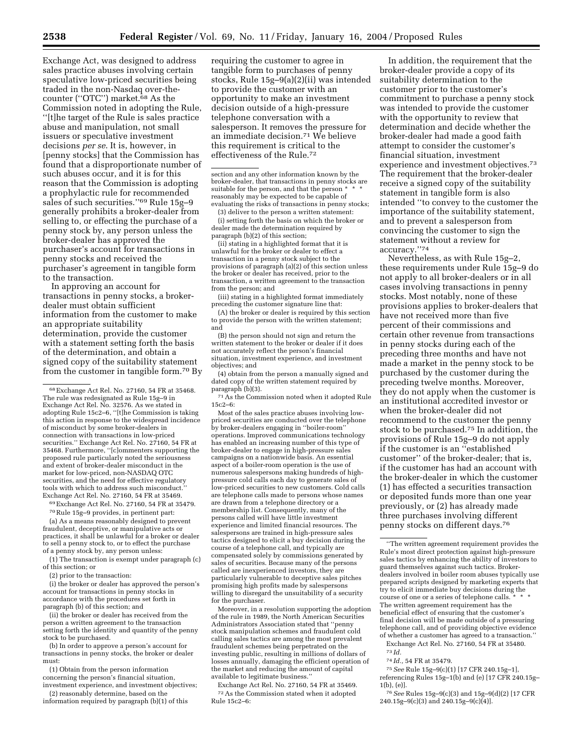Exchange Act, was designed to address sales practice abuses involving certain speculative low-priced securities being traded in the non-Nasdaq over-the-counter (''OTC'') market.[68] As the Commission noted in adopting the Rule, ''[t]he target of the Rule is sales practice abuse and manipulation, not small issuers or speculative investment decisions *per se*. It is, however, in [penny stocks] that the Commission has found that a disproportionate number of such abuses occur, and it is for this reason that the Commission is adopting a prophylactic rule for recommended sales of such securities.''[69] Rule 15g–9 generally prohibits a broker-dealer from selling to, or effecting the purchase of a penny stock by, any person unless the broker-dealer has approved the purchaser's account for transactions in penny stocks and received the purchaser's agreement in tangible form to the transaction.

In approving an account for transactions in penny stocks, a broker-dealer must obtain sufficient information from the customer to make an appropriate suitability determination, provide the customer with a statement setting forth the basis of the determination, and obtain a signed copy of the suitability statement from the customer in tangible form.[70] By requiring the customer to agree in tangible form to purchases of penny stocks, Rule 15g–9(a)(2)(ii) was intended to provide the customer with an opportunity to make an investment decision outside of a high-pressure telephone conversation with a salesperson. It removes the pressure for an immediate decision.[71] We believe this requirement is critical to the effectiveness of the Rule.[72]

In addition, the requirement that the broker-dealer provide a copy of its suitability determination to the customer prior to the customer's commitment to purchase a penny stock was intended to provide the customer with the opportunity to review that determination and decide whether the broker-dealer had made a good faith attempt to consider the customer's financial situation, investment experience and investment objectives.[73] The requirement that the broker-dealer receive a signed copy of the suitability statement in tangible form is also intended ''to convey to the customer the importance of the suitability statement, and to prevent a salesperson from convincing the customer to sign the statement without a review for accuracy.''[74]

Nevertheless, as with Rule 15g–2, these requirements under Rule 15g–9 do not apply to all broker-dealers or in all cases involving transactions in penny stocks. Most notably, none of these provisions applies to broker-dealers that have not received more than five percent of their commissions and certain other revenue from transactions in penny stocks during each of the preceding three months and have not made a market in the penny stock to be purchased by the customer during the preceding twelve months. Moreover, they do not apply when the customer is an institutional accredited investor or when the broker-dealer did not recommend to the customer the penny stock to be purchased.[75] In addition, the provisions of Rule 15g–9 do not apply if the customer is an ''established customer'' of the broker-dealer; that is, if the customer has had an account with the broker-dealer in which the customer (1) has effected a securities transaction or deposited funds more than one year previously, or (2) has already made three purchases involving different penny stocks on different days.[76]

---

[68] Exchange Act Rel. No. 27160, 54 FR at 35468. The rule was redesignated as Rule 15g–9 in Exchange Act Rel. No. 32576. As we stated in adopting Rule 15c2–6, ''[t]he Commission is taking this action in response to the widespread incidence of misconduct by some broker-dealers in connection with transactions in low-priced securities.'' Exchange Act Rel. No. 27160, 54 FR at 35468. Furthermore, ''[c]ommenters supporting the proposed rule particularly noted the seriousness and extent of broker-dealer misconduct in the market for low-priced, non-NASDAQ OTC securities, and the need for effective regulatory tools with which to address such misconduct.'' Exchange Act Rel. No. 27160, 54 FR at 35469.

[69] Exchange Act Rel. No. 27160, 54 FR at 35479.

[70] Rule 15g–9 provides, in pertinent part:

(a) As a means reasonably designed to prevent fraudulent, deceptive, or manipulative acts or practices, it shall be unlawful for a broker or dealer to sell a penny stock to, or to effect the purchase of a penny stock by, any person unless:

(1) The transaction is exempt under paragraph (c) of this section; or

(2) prior to the transaction:

(i) the broker or dealer has approved the person's account for transactions in penny stocks in accordance with the procedures set forth in paragraph (b) of this section; and

(ii) the broker or dealer has received from the person a written agreement to the transaction setting forth the identity and quantity of the penny stock to be purchased.

(b) In order to approve a person's account for transactions in penny stocks, the broker or dealer must:

(1) Obtain from the person information concerning the person's financial situation, investment experience, and investment objectives;

(2) reasonably determine, based on the information required by paragraph (b)(1) of this section and any other information known by the broker-dealer, that transactions in penny stocks are suitable for the person, and that the person * * * reasonably may be expected to be capable of evaluating the risks of transactions in penny stocks;

(3) deliver to the person a written statement:

(i) setting forth the basis on which the broker or dealer made the determination required by paragraph (b)(2) of this section;

(ii) stating in a highlighted format that it is unlawful for the broker or dealer to effect a transaction in a penny stock subject to the provisions of paragraph (a)(2) of this section unless the broker or dealer has received, prior to the transaction, a written agreement to the transaction from the person; and

(iii) stating in a highlighted format immediately preceding the customer signature line that:

(A) the broker or dealer is required by this section to provide the person with the written statement; and

(B) the person should not sign and return the written statement to the broker or dealer if it does not accurately reflect the person's financial situation, investment experience, and investment objectives; and

(4) obtain from the person a manually signed and dated copy of the written statement required by paragraph (b)(3).

[71] As the Commission noted when it adopted Rule 15c2–6:

Most of the sales practice abuses involving low-priced securities are conducted over the telephone by broker-dealers engaging in ''boiler-room'' operations. Improved communications technology has enabled an increasing number of this type of broker-dealer to engage in high-pressure sales campaigns on a nationwide basis. An essential aspect of a boiler-room operation is the use of numerous salespersons making hundreds of high-pressure cold calls each day to generate sales of low-priced securities to new customers. Cold calls are telephone calls made to persons whose names are drawn from a telephone directory or a membership list. Consequently, many of the persons called will have little investment experience and limited financial resources. The salespersons are trained in high-pressure sales tactics designed to elicit a buy decision during the course of a telephone call, and typically are compensated solely by commissions generated by sales of securities. Because many of the persons called are inexperienced investors, they are particularly vulnerable to deceptive sales pitches promising high profits made by salespersons willing to disregard the unsuitability of a security for the purchaser.

Moreover, in a resolution supporting the adoption of the rule in 1989, the North American Securities Administrators Association stated that ''penny stock manipulation schemes and fraudulent cold calling sales tactics are among the most prevalent fraudulent schemes being perpetrated on the investing public, resulting in millions of dollars of losses annually, damaging the efficient operation of the market and reducing the amount of capital available to legitimate business.''

Exchange Act Rel. No. 27160, 54 FR at 35469.

[72] As the Commission stated when it adopted Rule 15c2–6:

''The written agreement requirement provides the Rule's most direct protection against high-pressure sales tactics by enhancing the ability of investors to guard themselves against such tactics. Broker-dealers involved in boiler room abuses typically use prepared scripts designed by marketing experts that try to elicit immediate buy decisions during the course of one or a series of telephone calls. * * * The written agreement requirement has the beneficial effect of ensuring that the customer's final decision will be made outside of a pressuring telephone call, and of providing objective evidence of whether a customer has agreed to a transaction.''

Exchange Act Rel. No. 27160, 54 FR at 35480.

[73] *Id.*

[74] *Id.*, 54 FR at 35479.

[75] *See* Rule 15g–9(c)(1) [17 CFR 240.15g–1], referencing Rules 15g–1(b) and (e) [17 CFR 240.15g–1(b), (e)].

[76] *See* Rules 15g–9(c)(3) and 15g–9(d)(2) [17 CFR 240.15g–9(c)(3) and 240.15g–9(c)(4)].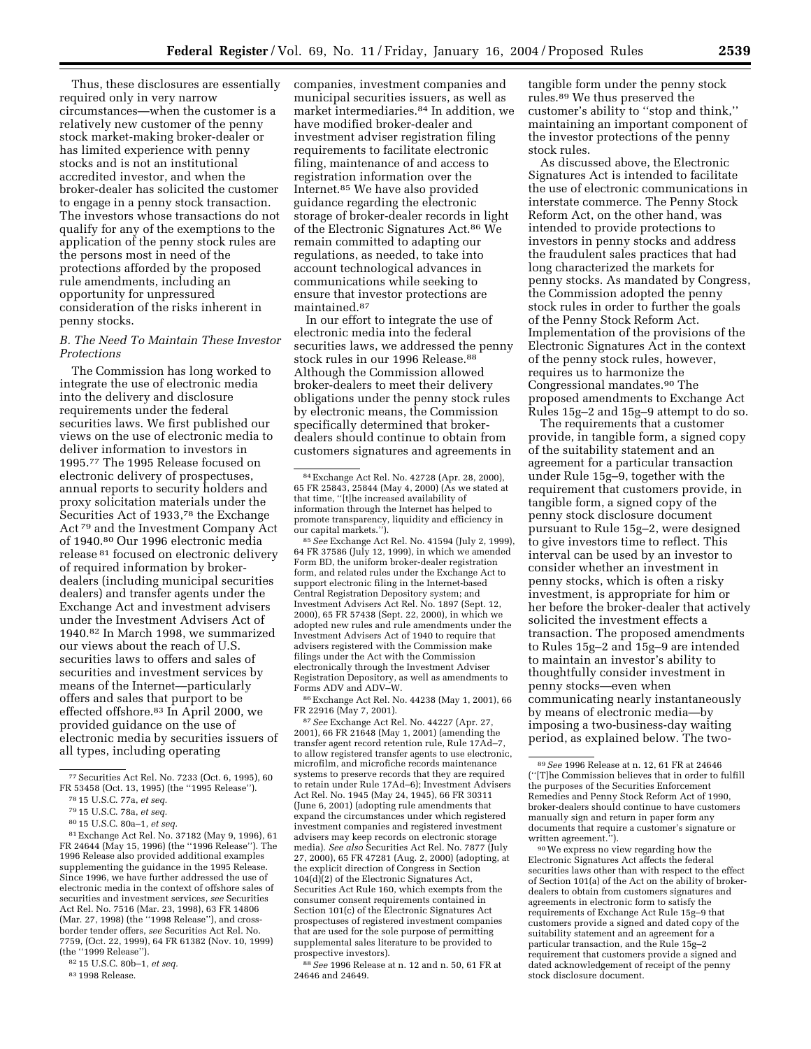Thus, these disclosures are essentially required only in very narrow circumstances—when the customer is a relatively new customer of the penny stock market-making broker-dealer or has limited experience with penny stocks and is not an institutional accredited investor, and when the broker-dealer has solicited the customer to engage in a penny stock transaction. The investors whose transactions do not qualify for any of the exemptions to the application of the penny stock rules are the persons most in need of the protections afforded by the proposed rule amendments, including an opportunity for unpressured consideration of the risks inherent in penny stocks.

### *B. The Need To Maintain These Investor Protections*

The Commission has long worked to integrate the use of electronic media into the delivery and disclosure requirements under the federal securities laws. We first published our views on the use of electronic media to deliver information to investors in 1995.[77] The 1995 Release focused on electronic delivery of prospectuses, annual reports to security holders and proxy solicitation materials under the Securities Act of 1933,[78] the Exchange Act [79] and the Investment Company Act of 1940.[80] Our 1996 electronic media release [81] focused on electronic delivery of required information by broker-dealers (including municipal securities dealers) and transfer agents under the Exchange Act and investment advisers under the Investment Advisers Act of 1940.[82] In March 1998, we summarized our views about the reach of U.S. securities laws to offers and sales of securities and investment services by means of the Internet—particularly offers and sales that purport to be effected offshore.[83] In April 2000, we provided guidance on the use of electronic media by securities issuers of all types, including operating companies, investment companies and municipal securities issuers, as well as market intermediaries.[84] In addition, we have modified broker-dealer and investment adviser registration filing requirements to facilitate electronic filing, maintenance of and access to registration information over the Internet.[85] We have also provided guidance regarding the electronic storage of broker-dealer records in light of the Electronic Signatures Act.[86] We remain committed to adapting our regulations, as needed, to take into account technological advances in communications while seeking to ensure that investor protections are maintained.[87]

In our effort to integrate the use of electronic media into the federal securities laws, we addressed the penny stock rules in our 1996 Release.[88] Although the Commission allowed broker-dealers to meet their delivery obligations under the penny stock rules by electronic means, the Commission specifically determined that broker-dealers should continue to obtain from customers signatures and agreements in tangible form under the penny stock rules.[89] We thus preserved the customer's ability to ''stop and think,'' maintaining an important component of the investor protections of the penny stock rules.

As discussed above, the Electronic Signatures Act is intended to facilitate the use of electronic communications in interstate commerce. The Penny Stock Reform Act, on the other hand, was intended to provide protections to investors in penny stocks and address the fraudulent sales practices that had long characterized the markets for penny stocks. As mandated by Congress, the Commission adopted the penny stock rules in order to further the goals of the Penny Stock Reform Act. Implementation of the provisions of the Electronic Signatures Act in the context of the penny stock rules, however, requires us to harmonize the Congressional mandates.[90] The proposed amendments to Exchange Act Rules 15g–2 and 15g–9 attempt to do so.

The requirements that a customer provide, in tangible form, a signed copy of the suitability statement and an agreement for a particular transaction under Rule 15g–9, together with the requirement that customers provide, in tangible form, a signed copy of the penny stock disclosure document pursuant to Rule 15g–2, were designed to give investors time to reflect. This interval can be used by an investor to consider whether an investment in penny stocks, which is often a risky investment, is appropriate for him or her before the broker-dealer that actively solicited the investment effects a transaction. The proposed amendments to Rules 15g–2 and 15g–9 are intended to maintain an investor's ability to thoughtfully consider investment in penny stocks—even when communicating nearly instantaneously by means of electronic media—by imposing a two-business-day waiting period, as explained below. The two-

---

[77] Securities Act Rel. No. 7233 (Oct. 6, 1995), 60 FR 53458 (Oct. 13, 1995) (the ''1995 Release'').

[78] 15 U.S.C. 77a, *et seq.*

[79] 15 U.S.C. 78a, *et seq.*

[80] 15 U.S.C. 80a–1, *et seq.*

[81] Exchange Act Rel. No. 37182 (May 9, 1996), 61 FR 24644 (May 15, 1996) (the ''1996 Release''). The 1996 Release also provided additional examples supplementing the guidance in the 1995 Release. Since 1996, we have further addressed the use of electronic media in the context of offshore sales of securities and investment services, *see* Securities Act Rel. No. 7516 (Mar. 23, 1998), 63 FR 14806 (Mar. 27, 1998) (the ''1998 Release''), and cross-border tender offers, *see* Securities Act Rel. No. 7759, (Oct. 22, 1999), 64 FR 61382 (Nov. 10, 1999) (the ''1999 Release'').

[82] 15 U.S.C. 80b–1, *et seq.*

[83] 1998 Release.

[84] Exchange Act Rel. No. 42728 (Apr. 28, 2000), 65 FR 25843, 25844 (May 4, 2000) (As we stated at that time, ''[t]he increased availability of information through the Internet has helped to promote transparency, liquidity and efficiency in our capital markets.'').

[85] *See* Exchange Act Rel. No. 41594 (July 2, 1999), 64 FR 37586 (July 12, 1999), in which we amended Form BD, the uniform broker-dealer registration form, and related rules under the Exchange Act to support electronic filing in the Internet-based Central Registration Depository system; and Investment Advisers Act Rel. No. 1897 (Sept. 12, 2000), 65 FR 57438 (Sept. 22, 2000), in which we adopted new rules and rule amendments under the Investment Advisers Act of 1940 to require that advisers registered with the Commission make filings under the Act with the Commission electronically through the Investment Adviser Registration Depository, as well as amendments to Forms ADV and ADV–W.

[86] Exchange Act Rel. No. 44238 (May 1, 2001), 66 FR 22916 (May 7, 2001).

[87] *See* Exchange Act Rel. No. 44227 (Apr. 27, 2001), 66 FR 21648 (May 1, 2001) (amending the transfer agent record retention rule, Rule 17Ad–7, to allow registered transfer agents to use electronic, microfilm, and microfiche records maintenance systems to preserve records that they are required to retain under Rule 17Ad–6); Investment Advisers Act Rel. No. 1945 (May 24, 1945), 66 FR 30311 (June 6, 2001) (adopting rule amendments that expand the circumstances under which registered investment companies and registered investment advisers may keep records on electronic storage media). *See also* Securities Act Rel. No. 7877 (July 27, 2000), 65 FR 47281 (Aug. 2, 2000) (adopting, at the explicit direction of Congress in Section 104(d)(2) of the Electronic Signatures Act, Securities Act Rule 160, which exempts from the consumer consent requirements contained in Section 101(c) of the Electronic Signatures Act prospectuses of registered investment companies that are used for the sole purpose of permitting supplemental sales literature to be provided to prospective investors).

[88] *See* 1996 Release at n. 12 and n. 50, 61 FR at 24646 and 24649.

[89] *See* 1996 Release at n. 12, 61 FR at 24646 (''[T]he Commission believes that in order to fulfill the purposes of the Securities Enforcement Remedies and Penny Stock Reform Act of 1990, broker-dealers should continue to have customers manually sign and return in paper form any documents that require a customer's signature or written agreement.'').

[90] We express no view regarding how the Electronic Signatures Act affects the federal securities laws other than with respect to the effect of Section 101(a) of the Act on the ability of broker-dealers to obtain from customers signatures and agreements in electronic form to satisfy the requirements of Exchange Act Rule 15g–9 that customers provide a signed and dated copy of the suitability statement and an agreement for a particular transaction, and the Rule 15g–2 requirement that customers provide a signed and dated acknowledgement of receipt of the penny stock disclosure document.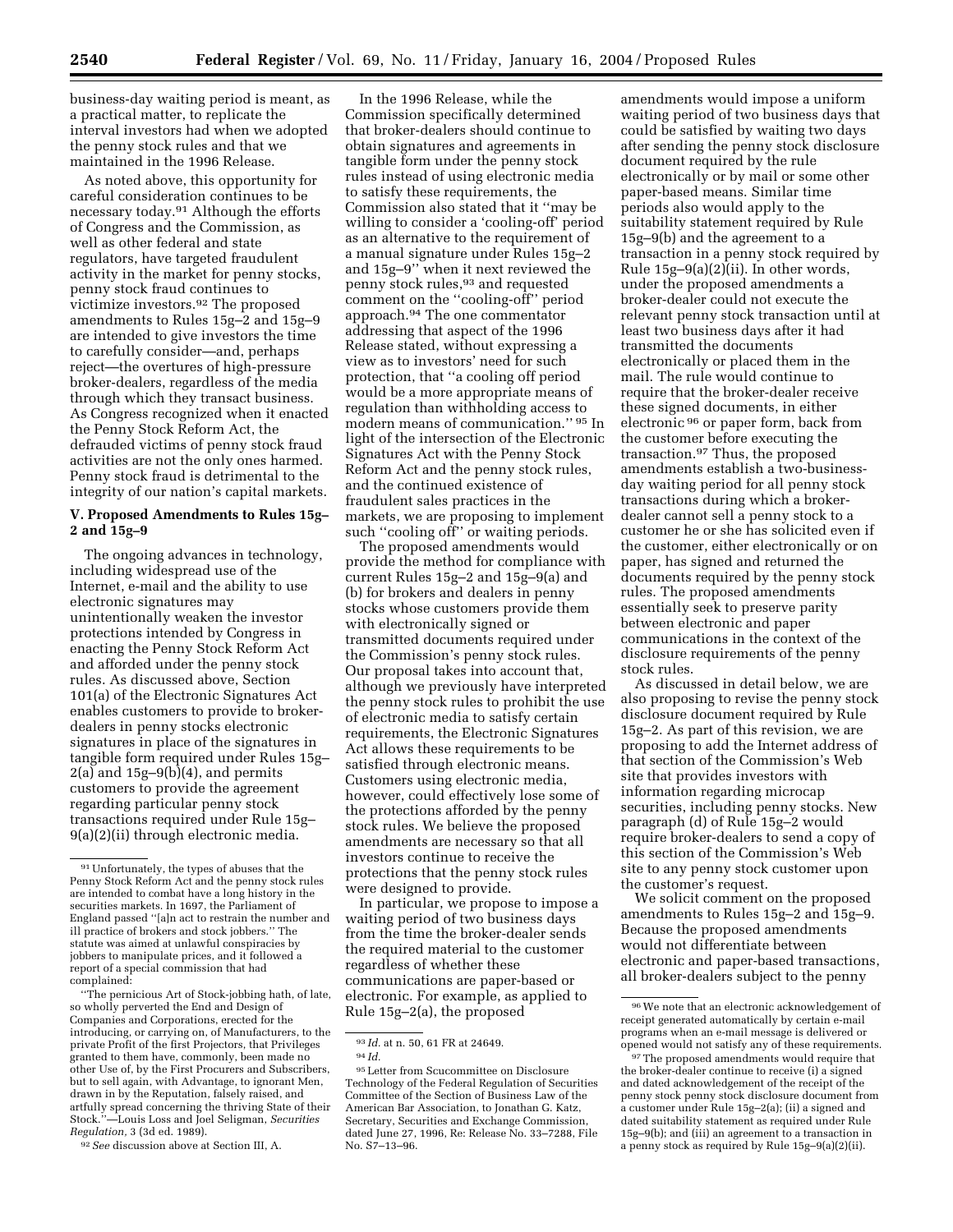business-day waiting period is meant, as a practical matter, to replicate the interval investors had when we adopted the penny stock rules and that we maintained in the 1996 Release.

As noted above, this opportunity for careful consideration continues to be necessary today.[91] Although the efforts of Congress and the Commission, as well as other federal and state regulators, have targeted fraudulent activity in the market for penny stocks, penny stock fraud continues to victimize investors.[92] The proposed amendments to Rules 15g–2 and 15g–9 are intended to give investors the time to carefully consider—and, perhaps reject—the overtures of high-pressure broker-dealers, regardless of the media through which they transact business. As Congress recognized when it enacted the Penny Stock Reform Act, the defrauded victims of penny stock fraud activities are not the only ones harmed. Penny stock fraud is detrimental to the integrity of our nation's capital markets.

## V. Proposed Amendments to Rules 15g–2 and 15g–9

The ongoing advances in technology, including widespread use of the Internet, e-mail and the ability to use electronic signatures may unintentionally weaken the investor protections intended by Congress in enacting the Penny Stock Reform Act and afforded under the penny stock rules. As discussed above, Section 101(a) of the Electronic Signatures Act enables customers to provide to broker-dealers in penny stocks electronic signatures in place of the signatures in tangible form required under Rules 15g–2(a) and 15g–9(b)(4), and permits customers to provide the agreement regarding particular penny stock transactions required under Rule 15g–9(a)(2)(ii) through electronic media.

In the 1996 Release, while the Commission specifically determined that broker-dealers should continue to obtain signatures and agreements in tangible form under the penny stock rules instead of using electronic media to satisfy these requirements, the Commission also stated that it ''may be willing to consider a 'cooling-off' period as an alternative to the requirement of a manual signature under Rules 15g–2 and 15g–9'' when it next reviewed the penny stock rules,[93] and requested comment on the ''cooling-off'' period approach.[94] The one commentator addressing that aspect of the 1996 Release stated, without expressing a view as to investors' need for such protection, that ''a cooling off period would be a more appropriate means of regulation than withholding access to modern means of communication.''[95] In light of the intersection of the Electronic Signatures Act with the Penny Stock Reform Act and the penny stock rules, and the continued existence of fraudulent sales practices in the markets, we are proposing to implement such ''cooling off'' or waiting periods.

The proposed amendments would provide the method for compliance with current Rules 15g–2 and 15g–9(a) and (b) for brokers and dealers in penny stocks whose customers provide them with electronically signed or transmitted documents required under the Commission's penny stock rules. Our proposal takes into account that, although we previously have interpreted the penny stock rules to prohibit the use of electronic media to satisfy certain requirements, the Electronic Signatures Act allows these requirements to be satisfied through electronic means. Customers using electronic media, however, could effectively lose some of the protections afforded by the penny stock rules. We believe the proposed amendments are necessary so that all investors continue to receive the protections that the penny stock rules were designed to provide.

In particular, we propose to impose a waiting period of two business days from the time the broker-dealer sends the required material to the customer regardless of whether these communications are paper-based or electronic. For example, as applied to Rule 15g–2(a), the proposed amendments would impose a uniform waiting period of two business days that could be satisfied by waiting two days after sending the penny stock disclosure document required by the rule electronically or by mail or some other paper-based means. Similar time periods also would apply to the suitability statement required by Rule 15g–9(b) and the agreement to a transaction in a penny stock required by Rule 15g–9(a)(2)(ii). In other words, under the proposed amendments a broker-dealer could not execute the relevant penny stock transaction until at least two business days after it had transmitted the documents electronically or placed them in the mail. The rule would continue to require that the broker-dealer receive these signed documents, in either electronic[96] or paper form, back from the customer before executing the transaction.[97] Thus, the proposed amendments establish a two-business-day waiting period for all penny stock transactions during which a broker-dealer cannot sell a penny stock to a customer he or she has solicited even if the customer, either electronically or on paper, has signed and returned the documents required by the penny stock rules. The proposed amendments essentially seek to preserve parity between electronic and paper communications in the context of the disclosure requirements of the penny stock rules.

As discussed in detail below, we are also proposing to revise the penny stock disclosure document required by Rule 15g–2. As part of this revision, we are proposing to add the Internet address of that section of the Commission's Web site that provides investors with information regarding microcap securities, including penny stocks. New paragraph (d) of Rule 15g–2 would require broker-dealers to send a copy of this section of the Commission's Web site to any penny stock customer upon the customer's request.

We solicit comment on the proposed amendments to Rules 15g–2 and 15g–9. Because the proposed amendments would not differentiate between electronic and paper-based transactions, all broker-dealers subject to the penny

---

[91] Unfortunately, the types of abuses that the Penny Stock Reform Act and the penny stock rules are intended to combat have a long history in the securities markets. In 1697, the Parliament of England passed ''[a]n act to restrain the number and ill practice of brokers and stock jobbers.'' The statute was aimed at unlawful conspiracies by jobbers to manipulate prices, and it followed a report of a special commission that had complained:

''The pernicious Art of Stock-jobbing hath, of late, so wholly perverted the End and Design of Companies and Corporations, erected for the introducing, or carrying on, of Manufacturers, to the private Profit of the first Projectors, that Privileges granted to them have, commonly, been made no other Use of, by the First Procurers and Subscribers, but to sell again, with Advantage, to ignorant Men, drawn in by the Reputation, falsely raised, and artfully spread concerning the thriving State of their Stock.''—Louis Loss and Joel Seligman, *Securities Regulation,* 3 (3d ed. 1989).

[92] *See* discussion above at Section III, A.

[93] *Id.* at n. 50, 61 FR at 24649.

[94] *Id.*

[95] Letter from Scucommittee on Disclosure Technology of the Federal Regulation of Securities Committee of the Section of Business Law of the American Bar Association, to Jonathan G. Katz, Secretary, Securities and Exchange Commission, dated June 27, 1996, Re: Release No. 33–7288, File No. S7–13–96.

[96] We note that an electronic acknowledgement of receipt generated automatically by certain e-mail programs when an e-mail message is delivered or opened would not satisfy any of these requirements.

[97] The proposed amendments would require that the broker-dealer continue to receive (i) a signed and dated acknowledgement of the receipt of the penny stock penny stock disclosure document from a customer under Rule 15g–2(a); (ii) a signed and dated suitability statement as required under Rule 15g–9(b); and (iii) an agreement to a transaction in a penny stock as required by Rule 15g–9(a)(2)(ii).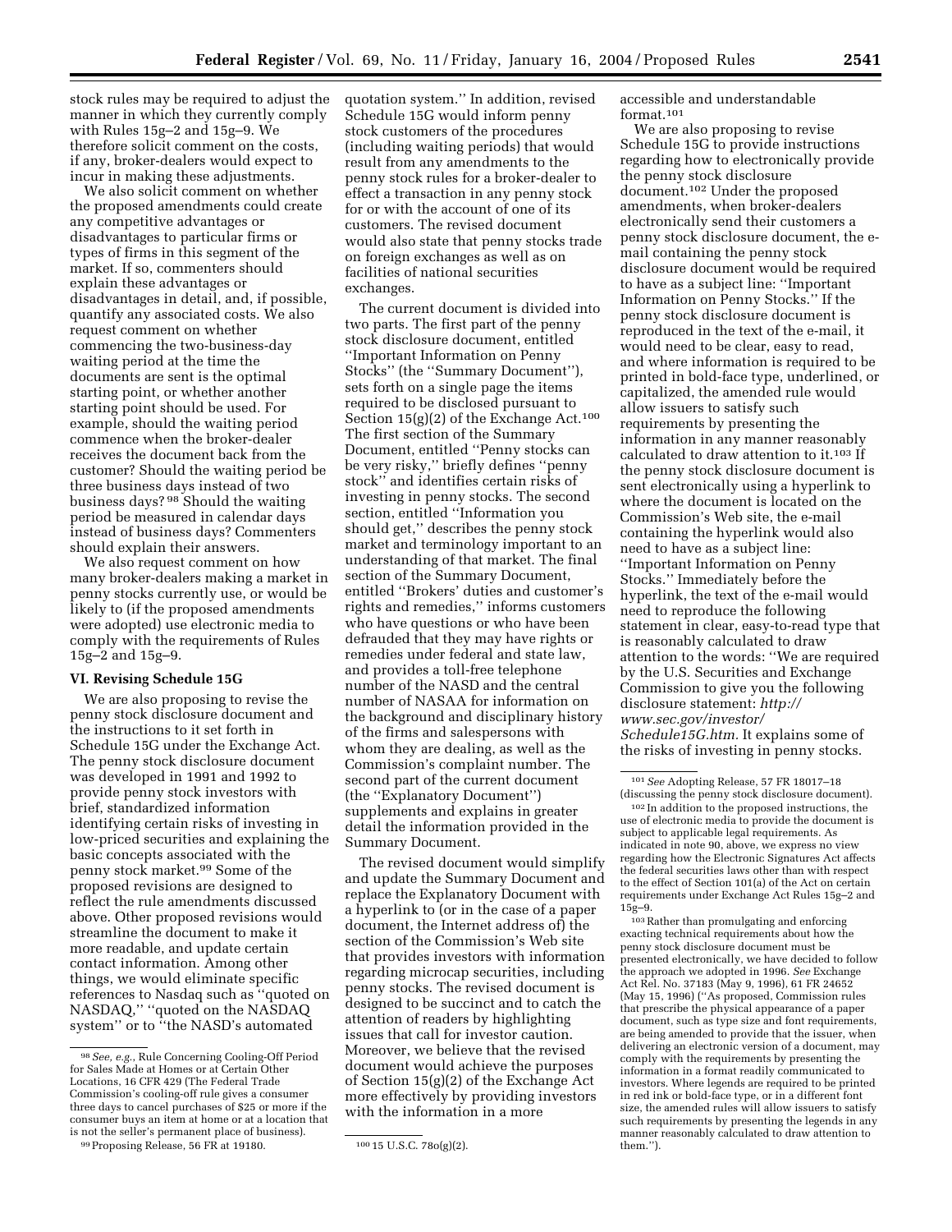stock rules may be required to adjust the manner in which they currently comply with Rules 15g–2 and 15g–9. We therefore solicit comment on the costs, if any, broker-dealers would expect to incur in making these adjustments.

We also solicit comment on whether the proposed amendments could create any competitive advantages or disadvantages to particular firms or types of firms in this segment of the market. If so, commenters should explain these advantages or disadvantages in detail, and, if possible, quantify any associated costs. We also request comment on whether commencing the two-business-day waiting period at the time the documents are sent is the optimal starting point, or whether another starting point should be used. For example, should the waiting period commence when the broker-dealer receives the document back from the customer? Should the waiting period be three business days instead of two business days? [98] Should the waiting period be measured in calendar days instead of business days? Commenters should explain their answers.

We also request comment on how many broker-dealers making a market in penny stocks currently use, or would be likely to (if the proposed amendments were adopted) use electronic media to comply with the requirements of Rules 15g–2 and 15g–9.

### VI. Revising Schedule 15G

We are also proposing to revise the penny stock disclosure document and the instructions to it set forth in Schedule 15G under the Exchange Act. The penny stock disclosure document was developed in 1991 and 1992 to provide penny stock investors with brief, standardized information identifying certain risks of investing in low-priced securities and explaining the basic concepts associated with the penny stock market.[99] Some of the proposed revisions are designed to reflect the rule amendments discussed above. Other proposed revisions would streamline the document to make it more readable, and update certain contact information. Among other things, we would eliminate specific references to Nasdaq such as ''quoted on NASDAQ,'' ''quoted on the NASDAQ system'' or to ''the NASD's automated quotation system.'' In addition, revised Schedule 15G would inform penny stock customers of the procedures (including waiting periods) that would result from any amendments to the penny stock rules for a broker-dealer to effect a transaction in any penny stock for or with the account of one of its customers. The revised document would also state that penny stocks trade on foreign exchanges as well as on facilities of national securities exchanges.

The current document is divided into two parts. The first part of the penny stock disclosure document, entitled ''Important Information on Penny Stocks'' (the ''Summary Document''), sets forth on a single page the items required to be disclosed pursuant to Section 15(g)(2) of the Exchange Act.[100] The first section of the Summary Document, entitled ''Penny stocks can be very risky,'' briefly defines ''penny stock'' and identifies certain risks of investing in penny stocks. The second section, entitled ''Information you should get,'' describes the penny stock market and terminology important to an understanding of that market. The final section of the Summary Document, entitled ''Brokers' duties and customer's rights and remedies,'' informs customers who have questions or who have been defrauded that they may have rights or remedies under federal and state law, and provides a toll-free telephone number of the NASD and the central number of NASAA for information on the background and disciplinary history of the firms and salespersons with whom they are dealing, as well as the Commission's complaint number. The second part of the current document (the ''Explanatory Document'') supplements and explains in greater detail the information provided in the Summary Document.

The revised document would simplify and update the Summary Document and replace the Explanatory Document with a hyperlink to (or in the case of a paper document, the Internet address of) the section of the Commission's Web site that provides investors with information regarding microcap securities, including penny stocks. The revised document is designed to be succinct and to catch the attention of readers by highlighting issues that call for investor caution. Moreover, we believe that the revised document would achieve the purposes of Section 15(g)(2) of the Exchange Act more effectively by providing investors with the information in a more accessible and understandable format.[101]

We are also proposing to revise Schedule 15G to provide instructions regarding how to electronically provide the penny stock disclosure document.[102] Under the proposed amendments, when broker-dealers electronically send their customers a penny stock disclosure document, the e-mail containing the penny stock disclosure document would be required to have as a subject line: ''Important Information on Penny Stocks.'' If the penny stock disclosure document is reproduced in the text of the e-mail, it would need to be clear, easy to read, and where information is required to be printed in bold-face type, underlined, or capitalized, the amended rule would allow issuers to satisfy such requirements by presenting the information in any manner reasonably calculated to draw attention to it.[103] If the penny stock disclosure document is sent electronically using a hyperlink to where the document is located on the Commission's Web site, the e-mail containing the hyperlink would also need to have as a subject line: ''Important Information on Penny Stocks.'' Immediately before the hyperlink, the text of the e-mail would need to reproduce the following statement in clear, easy-to-read type that is reasonably calculated to draw attention to the words: ''We are required by the U.S. Securities and Exchange Commission to give you the following disclosure statement: *http://www.sec.gov/investor/Schedule15G.htm.* It explains some of the risks of investing in penny stocks.

---

[98] *See, e.g.,* Rule Concerning Cooling-Off Period for Sales Made at Homes or at Certain Other Locations, 16 CFR 429 (The Federal Trade Commission's cooling-off rule gives a consumer three days to cancel purchases of $25 or more if the consumer buys an item at home or at a location that is not the seller's permanent place of business).

[99] Proposing Release, 56 FR at 19180.

[100] 15 U.S.C. 78o(g)(2).

[101] *See* Adopting Release, 57 FR 18017–18 (discussing the penny stock disclosure document).

[102] In addition to the proposed instructions, the use of electronic media to provide the document is subject to applicable legal requirements. As indicated in note 90, above, we express no view regarding how the Electronic Signatures Act affects the federal securities laws other than with respect to the effect of Section 101(a) of the Act on certain requirements under Exchange Act Rules 15g–2 and 15g–9.

[103] Rather than promulgating and enforcing exacting technical requirements about how the penny stock disclosure document must be presented electronically, we have decided to follow the approach we adopted in 1996. *See* Exchange Act Rel. No. 37183 (May 9, 1996), 61 FR 24652 (May 15, 1996) (''As proposed, Commission rules that prescribe the physical appearance of a paper document, such as type size and font requirements, are being amended to provide that the issuer, when delivering an electronic version of a document, may comply with the requirements by presenting the information in a format readily communicated to investors. Where legends are required to be printed in red ink or bold-face type, or in a different font size, the amended rules will allow issuers to satisfy such requirements by presenting the legends in any manner reasonably calculated to draw attention to them.'').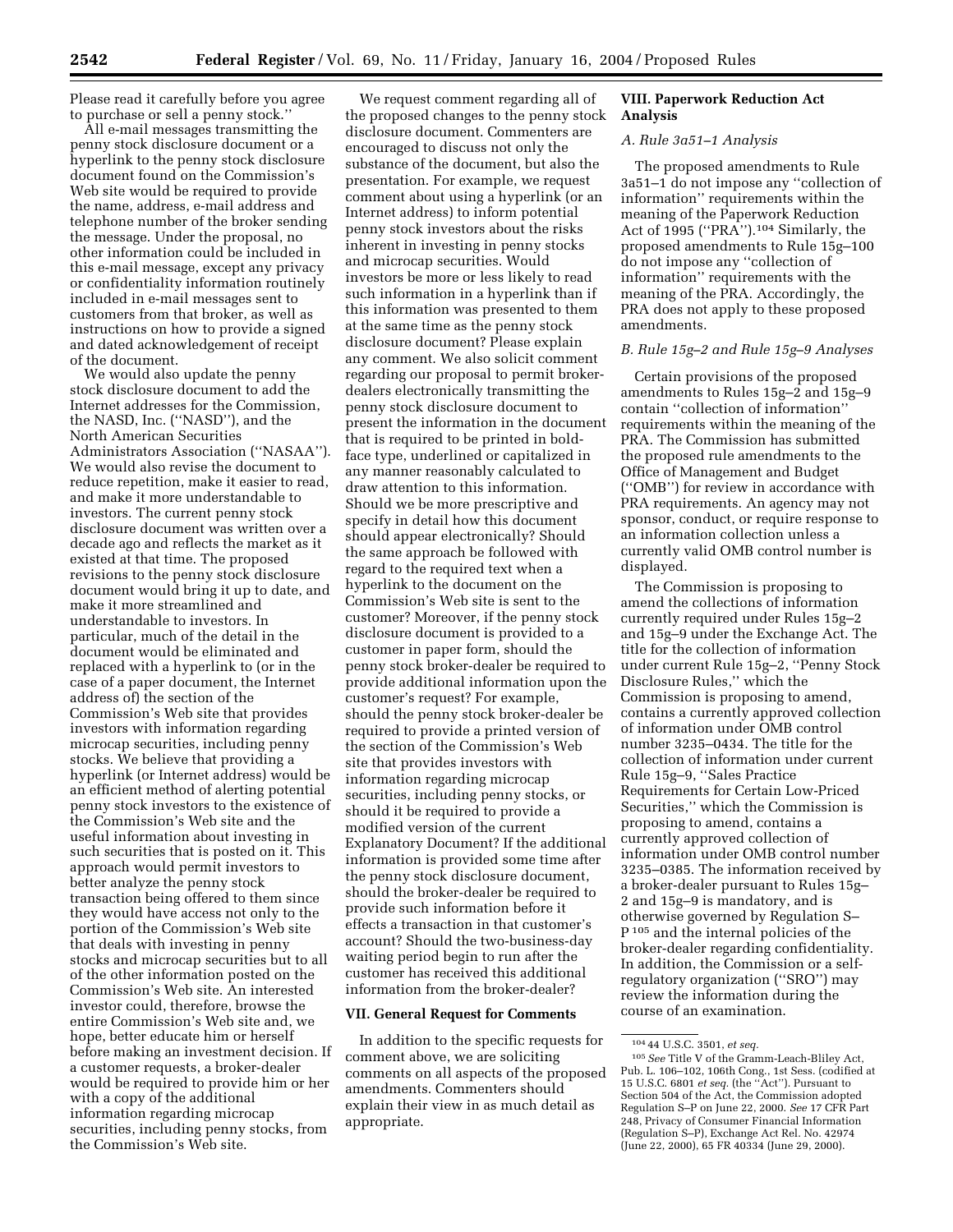Please read it carefully before you agree to purchase or sell a penny stock.''

All e-mail messages transmitting the penny stock disclosure document or a hyperlink to the penny stock disclosure document found on the Commission's Web site would be required to provide the name, address, e-mail address and telephone number of the broker sending the message. Under the proposal, no other information could be included in this e-mail message, except any privacy or confidentiality information routinely included in e-mail messages sent to customers from that broker, as well as instructions on how to provide a signed and dated acknowledgement of receipt of the document.

We would also update the penny stock disclosure document to add the Internet addresses for the Commission, the NASD, Inc. (''NASD''), and the North American Securities Administrators Association (''NASAA''). We would also revise the document to reduce repetition, make it easier to read, and make it more understandable to investors. The current penny stock disclosure document was written over a decade ago and reflects the market as it existed at that time. The proposed revisions to the penny stock disclosure document would bring it up to date, and make it more streamlined and understandable to investors. In particular, much of the detail in the document would be eliminated and replaced with a hyperlink to (or in the case of a paper document, the Internet address of) the section of the Commission's Web site that provides investors with information regarding microcap securities, including penny stocks. We believe that providing a hyperlink (or Internet address) would be an efficient method of alerting potential penny stock investors to the existence of the Commission's Web site and the useful information about investing in such securities that is posted on it. This approach would permit investors to better analyze the penny stock transaction being offered to them since they would have access not only to the portion of the Commission's Web site that deals with investing in penny stocks and microcap securities but to all of the other information posted on the Commission's Web site. An interested investor could, therefore, browse the entire Commission's Web site and, we hope, better educate him or herself before making an investment decision. If a customer requests, a broker-dealer would be required to provide him or her with a copy of the additional information regarding microcap securities, including penny stocks, from the Commission's Web site.

We request comment regarding all of the proposed changes to the penny stock disclosure document. Commenters are encouraged to discuss not only the substance of the document, but also the presentation. For example, we request comment about using a hyperlink (or an Internet address) to inform potential penny stock investors about the risks inherent in investing in penny stocks and microcap securities. Would investors be more or less likely to read such information in a hyperlink than if this information was presented to them at the same time as the penny stock disclosure document? Please explain any comment. We also solicit comment regarding our proposal to permit broker-dealers electronically transmitting the penny stock disclosure document to present the information in the document that is required to be printed in bold-face type, underlined or capitalized in any manner reasonably calculated to draw attention to this information. Should we be more prescriptive and specify in detail how this document should appear electronically? Should the same approach be followed with regard to the required text when a hyperlink to the document on the Commission's Web site is sent to the customer? Moreover, if the penny stock disclosure document is provided to a customer in paper form, should the penny stock broker-dealer be required to provide additional information upon the customer's request? For example, should the penny stock broker-dealer be required to provide a printed version of the section of the Commission's Web site that provides investors with information regarding microcap securities, including penny stocks, or should it be required to provide a modified version of the current Explanatory Document? If the additional information is provided some time after the penny stock disclosure document, should the broker-dealer be required to provide such information before it effects a transaction in that customer's account? Should the two-business-day waiting period begin to run after the customer has received this additional information from the broker-dealer?

## VII. General Request for Comments

In addition to the specific requests for comment above, we are soliciting comments on all aspects of the proposed amendments. Commenters should explain their view in as much detail as appropriate.

## VIII. Paperwork Reduction Act Analysis

### *A. Rule 3a51–1 Analysis*

The proposed amendments to Rule 3a51–1 do not impose any ''collection of information'' requirements within the meaning of the Paperwork Reduction Act of 1995 (''PRA'').[104] Similarly, the proposed amendments to Rule 15g–100 do not impose any ''collection of information'' requirements with the meaning of the PRA. Accordingly, the PRA does not apply to these proposed amendments.

### *B. Rule 15g–2 and Rule 15g–9 Analyses*

Certain provisions of the proposed amendments to Rules 15g–2 and 15g–9 contain ''collection of information'' requirements within the meaning of the PRA. The Commission has submitted the proposed rule amendments to the Office of Management and Budget (''OMB'') for review in accordance with PRA requirements. An agency may not sponsor, conduct, or require response to an information collection unless a currently valid OMB control number is displayed.

The Commission is proposing to amend the collections of information currently required under Rules 15g–2 and 15g–9 under the Exchange Act. The title for the collection of information under current Rule 15g–2, ''Penny Stock Disclosure Rules,'' which the Commission is proposing to amend, contains a currently approved collection of information under OMB control number 3235–0434. The title for the collection of information under current Rule 15g–9, ''Sales Practice Requirements for Certain Low-Priced Securities,'' which the Commission is proposing to amend, contains a currently approved collection of information under OMB control number 3235–0385. The information received by a broker-dealer pursuant to Rules 15g–2 and 15g–9 is mandatory, and is otherwise governed by Regulation S–P[105] and the internal policies of the broker-dealer regarding confidentiality. In addition, the Commission or a self-regulatory organization (''SRO'') may review the information during the course of an examination.

---

[104] 44 U.S.C. 3501, *et seq.*

[105] *See* Title V of the Gramm-Leach-Bliley Act, Pub. L. 106–102, 106th Cong., 1st Sess. (codified at 15 U.S.C. 6801 *et seq.* (the ''Act''). Pursuant to Section 504 of the Act, the Commission adopted Regulation S–P on June 22, 2000. *See* 17 CFR Part 248, Privacy of Consumer Financial Information (Regulation S–P), Exchange Act Rel. No. 42974 (June 22, 2000), 65 FR 40334 (June 29, 2000).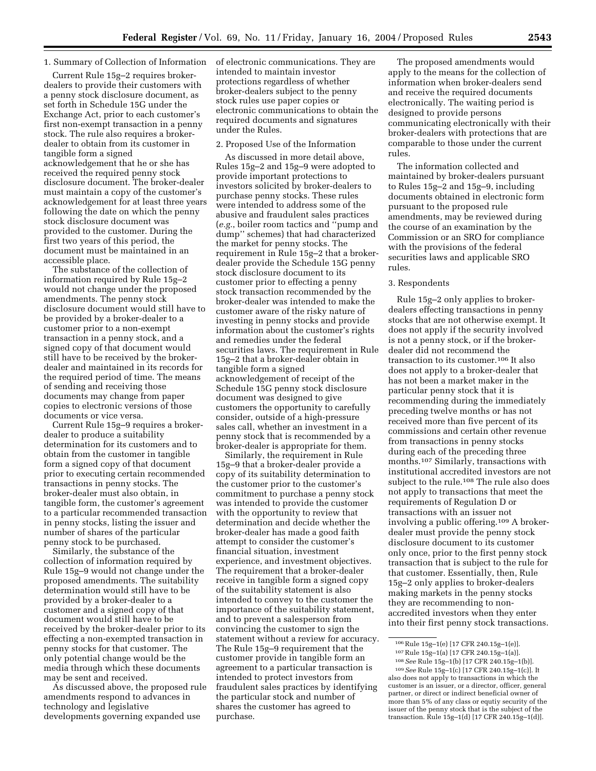1. Summary of Collection of Information

Current Rule 15g–2 requires broker-dealers to provide their customers with a penny stock disclosure document, as set forth in Schedule 15G under the Exchange Act, prior to each customer's first non-exempt transaction in a penny stock. The rule also requires a broker-dealer to obtain from its customer in tangible form a signed acknowledgement that he or she has received the required penny stock disclosure document. The broker-dealer must maintain a copy of the customer's acknowledgement for at least three years following the date on which the penny stock disclosure document was provided to the customer. During the first two years of this period, the document must be maintained in an accessible place.

The substance of the collection of information required by Rule 15g–2 would not change under the proposed amendments. The penny stock disclosure document would still have to be provided by a broker-dealer to a customer prior to a non-exempt transaction in a penny stock, and a signed copy of that document would still have to be received by the broker-dealer and maintained in its records for the required period of time. The means of sending and receiving those documents may change from paper copies to electronic versions of those documents or vice versa.

Current Rule 15g–9 requires a broker-dealer to produce a suitability determination for its customers and to obtain from the customer in tangible form a signed copy of that document prior to executing certain recommended transactions in penny stocks. The broker-dealer must also obtain, in tangible form, the customer's agreement to a particular recommended transaction in penny stocks, listing the issuer and number of shares of the particular penny stock to be purchased.

Similarly, the substance of the collection of information required by Rule 15g–9 would not change under the proposed amendments. The suitability determination would still have to be provided by a broker-dealer to a customer and a signed copy of that document would still have to be received by the broker-dealer prior to its effecting a non-exempted transaction in penny stocks for that customer. The only potential change would be the media through which these documents may be sent and received.

As discussed above, the proposed rule amendments respond to advances in technology and legislative developments governing expanded use of electronic communications. They are intended to maintain investor protections regardless of whether broker-dealers subject to the penny stock rules use paper copies or electronic communications to obtain the required documents and signatures under the Rules.

2. Proposed Use of the Information

As discussed in more detail above, Rules 15g–2 and 15g–9 were adopted to provide important protections to investors solicited by broker-dealers to purchase penny stocks. These rules were intended to address some of the abusive and fraudulent sales practices (*e.g.*, boiler room tactics and "pump and dump" schemes) that had characterized the market for penny stocks. The requirement in Rule 15g–2 that a broker-dealer provide the Schedule 15G penny stock disclosure document to its customer prior to effecting a penny stock transaction recommended by the broker-dealer was intended to make the customer aware of the risky nature of investing in penny stocks and provide information about the customer's rights and remedies under the federal securities laws. The requirement in Rule 15g–2 that a broker-dealer obtain in tangible form a signed acknowledgement of receipt of the Schedule 15G penny stock disclosure document was designed to give customers the opportunity to carefully consider, outside of a high-pressure sales call, whether an investment in a penny stock that is recommended by a broker-dealer is appropriate for them.

Similarly, the requirement in Rule 15g–9 that a broker-dealer provide a copy of its suitability determination to the customer prior to the customer's commitment to purchase a penny stock was intended to provide the customer with the opportunity to review that determination and decide whether the broker-dealer has made a good faith attempt to consider the customer's financial situation, investment experience, and investment objectives. The requirement that a broker-dealer receive in tangible form a signed copy of the suitability statement is also intended to convey to the customer the importance of the suitability statement, and to prevent a salesperson from convincing the customer to sign the statement without a review for accuracy. The Rule 15g–9 requirement that the customer provide in tangible form an agreement to a particular transaction is intended to protect investors from fraudulent sales practices by identifying the particular stock and number of shares the customer has agreed to purchase.

The proposed amendments would apply to the means for the collection of information when broker-dealers send and receive the required documents electronically. The waiting period is designed to provide persons communicating electronically with their broker-dealers with protections that are comparable to those under the current rules.

The information collected and maintained by broker-dealers pursuant to Rules 15g–2 and 15g–9, including documents obtained in electronic form pursuant to the proposed rule amendments, may be reviewed during the course of an examination by the Commission or an SRO for compliance with the provisions of the federal securities laws and applicable SRO rules.

3. Respondents

Rule 15g–2 only applies to broker-dealers effecting transactions in penny stocks that are not otherwise exempt. It does not apply if the security involved is not a penny stock, or if the broker-dealer did not recommend the transaction to its customer.[106] It also does not apply to a broker-dealer that has not been a market maker in the particular penny stock that it is recommending during the immediately preceding twelve months or has not received more than five percent of its commissions and certain other revenue from transactions in penny stocks during each of the preceding three months.[107] Similarly, transactions with institutional accredited investors are not subject to the rule.[108] The rule also does not apply to transactions that meet the requirements of Regulation D or transactions with an issuer not involving a public offering.[109] A broker-dealer must provide the penny stock disclosure document to its customer only once, prior to the first penny stock transaction that is subject to the rule for that customer. Essentially, then, Rule 15g–2 only applies to broker-dealers making markets in the penny stocks they are recommending to non-accredited investors when they enter into their first penny stock transactions.

---

[106] Rule 15g–1(e) [17 CFR 240.15g–1(e)].

[107] Rule 15g–1(a) [17 CFR 240.15g–1(a)].

[108] *See* Rule 15g–1(b) [17 CFR 240.15g–1(b)].

[109] *See* Rule 15g–1(c) [17 CFR 240.15g–1(c)]. It also does not apply to transactions in which the customer is an issuer, or a director, officer, general partner, or direct or indirect beneficial owner of more than 5% of any class or equtiy security of the issuer of the penny stock that is the subject of the transaction. Rule 15g–1(d) [17 CFR 240.15g–1(d)].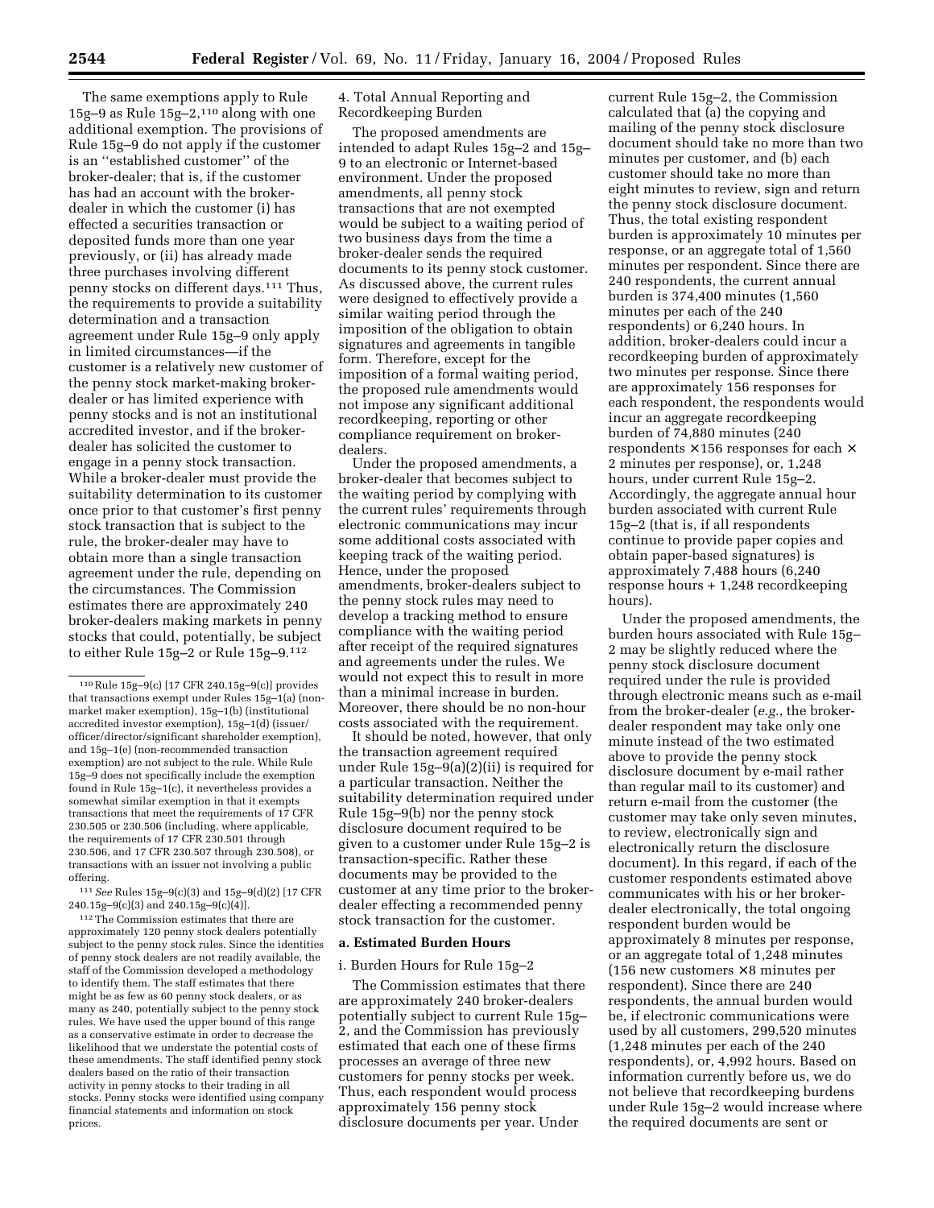The same exemptions apply to Rule 15g–9 as Rule 15g–2,[110] along with one additional exemption. The provisions of Rule 15g–9 do not apply if the customer is an ''established customer'' of the broker-dealer; that is, if the customer has had an account with the broker-dealer in which the customer (i) has effected a securities transaction or deposited funds more than one year previously, or (ii) has already made three purchases involving different penny stocks on different days.[111] Thus, the requirements to provide a suitability determination and a transaction agreement under Rule 15g–9 only apply in limited circumstances—if the customer is a relatively new customer of the penny stock market-making broker-dealer or has limited experience with penny stocks and is not an institutional accredited investor, and if the broker-dealer has solicited the customer to engage in a penny stock transaction. While a broker-dealer must provide the suitability determination to its customer once prior to that customer's first penny stock transaction that is subject to the rule, the broker-dealer may have to obtain more than a single transaction agreement under the rule, depending on the circumstances. The Commission estimates there are approximately 240 broker-dealers making markets in penny stocks that could, potentially, be subject to either Rule 15g–2 or Rule 15g–9.[112]

4. Total Annual Reporting and Recordkeeping Burden

The proposed amendments are intended to adapt Rules 15g–2 and 15g–9 to an electronic or Internet-based environment. Under the proposed amendments, all penny stock transactions that are not exempted would be subject to a waiting period of two business days from the time a broker-dealer sends the required documents to its penny stock customer. As discussed above, the current rules were designed to effectively provide a similar waiting period through the imposition of the obligation to obtain signatures and agreements in tangible form. Therefore, except for the imposition of a formal waiting period, the proposed rule amendments would not impose any significant additional recordkeeping, reporting or other compliance requirement on broker-dealers.

Under the proposed amendments, a broker-dealer that becomes subject to the waiting period by complying with the current rules' requirements through electronic communications may incur some additional costs associated with keeping track of the waiting period. Hence, under the proposed amendments, broker-dealers subject to the penny stock rules may need to develop a tracking method to ensure compliance with the waiting period after receipt of the required signatures and agreements under the rules. We would not expect this to result in more than a minimal increase in burden. Moreover, there should be no non-hour costs associated with the requirement.

It should be noted, however, that only the transaction agreement required under Rule 15g–9(a)(2)(ii) is required for a particular transaction. Neither the suitability determination required under Rule 15g–9(b) nor the penny stock disclosure document required to be given to a customer under Rule 15g–2 is transaction-specific. Rather these documents may be provided to the customer at any time prior to the broker-dealer effecting a recommended penny stock transaction for the customer.

**a. Estimated Burden Hours**

i. Burden Hours for Rule 15g–2

The Commission estimates that there are approximately 240 broker-dealers potentially subject to current Rule 15g–2, and the Commission has previously estimated that each one of these firms processes an average of three new customers for penny stocks per week. Thus, each respondent would process approximately 156 penny stock disclosure documents per year. Under current Rule 15g–2, the Commission calculated that (a) the copying and mailing of the penny stock disclosure document should take no more than two minutes per customer, and (b) each customer should take no more than eight minutes to review, sign and return the penny stock disclosure document. Thus, the total existing respondent burden is approximately 10 minutes per response, or an aggregate total of 1,560 minutes per respondent. Since there are 240 respondents, the current annual burden is 374,400 minutes (1,560 minutes per each of the 240 respondents) or 6,240 hours. In addition, broker-dealers could incur a recordkeeping burden of approximately two minutes per response. Since there are approximately 156 responses for each respondent, the respondents would incur an aggregate recordkeeping burden of 74,880 minutes (240 respondents × 156 responses for each × 2 minutes per response), or, 1,248 hours, under current Rule 15g–2. Accordingly, the aggregate annual hour burden associated with current Rule 15g–2 (that is, if all respondents continue to provide paper copies and obtain paper-based signatures) is approximately 7,488 hours (6,240 response hours + 1,248 recordkeeping hours).

Under the proposed amendments, the burden hours associated with Rule 15g–2 may be slightly reduced where the penny stock disclosure document required under the rule is provided through electronic means such as e-mail from the broker-dealer (*e.g.*, the broker-dealer respondent may take only one minute instead of the two estimated above to provide the penny stock disclosure document by e-mail rather than regular mail to its customer) and return e-mail from the customer (the customer may take only seven minutes, to review, electronically sign and electronically return the disclosure document). In this regard, if each of the customer respondents estimated above communicates with his or her broker-dealer electronically, the total ongoing respondent burden would be approximately 8 minutes per response, or an aggregate total of 1,248 minutes (156 new customers × 8 minutes per respondent). Since there are 240 respondents, the annual burden would be, if electronic communications were used by all customers, 299,520 minutes (1,248 minutes per each of the 240 respondents), or, 4,992 hours. Based on information currently before us, we do not believe that recordkeeping burdens under Rule 15g–2 would increase where the required documents are sent or

---

[110] Rule 15g–9(c) [17 CFR 240.15g–9(c)] provides that transactions exempt under Rules 15g–1(a) (non-market maker exemption), 15g–1(b) (institutional accredited investor exemption), 15g–1(d) (issuer/officer/director/significant shareholder exemption), and 15g–1(e) (non-recommended transaction exemption) are not subject to the rule. While Rule 15g–9 does not specifically include the exemption found in Rule 15g–1(c), it nevertheless provides a somewhat similar exemption in that it exempts transactions that meet the requirements of 17 CFR 230.505 or 230.506 (including, where applicable, the requirements of 17 CFR 230.501 through 230.506, and 17 CFR 230.507 through 230.508), or transactions with an issuer not involving a public offering.

[111] *See* Rules 15g–9(c)(3) and 15g–9(d)(2) [17 CFR 240.15g–9(c)(3) and 240.15g–9(c)(4)].

[112] The Commission estimates that there are approximately 120 penny stock dealers potentially subject to the penny stock rules. Since the identities of penny stock dealers are not readily available, the staff of the Commission developed a methodology to identify them. The staff estimates that there might be as few as 60 penny stock dealers, or as many as 240, potentially subject to the penny stock rules. We have used the upper bound of this range as a conservative estimate in order to decrease the likelihood that we understate the potential costs of these amendments. The staff identified penny stock dealers based on the ratio of their transaction activity in penny stocks to their trading in all stocks. Penny stocks were identified using company financial statements and information on stock prices.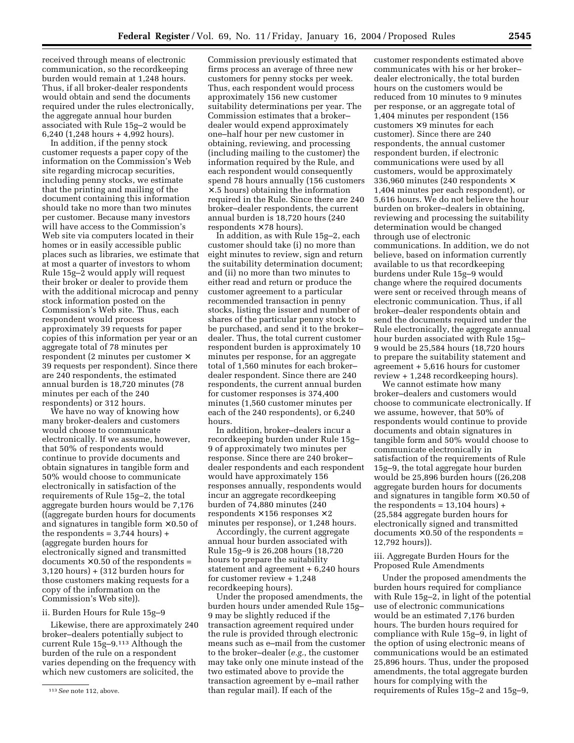received through means of electronic communication, so the recordkeeping burden would remain at 1,248 hours. Thus, if all broker-dealer respondents would obtain and send the documents required under the rules electronically, the aggregate annual hour burden associated with Rule 15g–2 would be 6,240 (1,248 hours + 4,992 hours).

In addition, if the penny stock customer requests a paper copy of the information on the Commission's Web site regarding microcap securities, including penny stocks, we estimate that the printing and mailing of the document containing this information should take no more than two minutes per customer. Because many investors will have access to the Commission's Web site via computers located in their homes or in easily accessible public places such as libraries, we estimate that at most a quarter of investors to whom Rule 15g–2 would apply will request their broker or dealer to provide them with the additional microcap and penny stock information posted on the Commission's Web site. Thus, each respondent would process approximately 39 requests for paper copies of this information per year or an aggregate total of 78 minutes per respondent (2 minutes per customer × 39 requests per respondent). Since there are 240 respondents, the estimated annual burden is 18,720 minutes (78 minutes per each of the 240 respondents) or 312 hours.

We have no way of knowing how many broker-dealers and customers would choose to communicate electronically. If we assume, however, that 50% of respondents would continue to provide documents and obtain signatures in tangible form and 50% would choose to communicate electronically in satisfaction of the requirements of Rule 15g–2, the total aggregate burden hours would be 7,176 ((aggregate burden hours for documents and signatures in tangible form ×0.50 of the respondents = 3,744 hours) + (aggregate burden hours for electronically signed and transmitted documents ×0.50 of the respondents = 3,120 hours) + (312 burden hours for those customers making requests for a copy of the information on the Commission's Web site)).

ii. Burden Hours for Rule 15g–9

Likewise, there are approximately 240 broker–dealers potentially subject to current Rule 15g–9.[113] Although the burden of the rule on a respondent varies depending on the frequency with which new customers are solicited, the Commission previously estimated that firms process an average of three new customers for penny stocks per week. Thus, each respondent would process approximately 156 new customer suitability determinations per year. The Commission estimates that a broker–dealer would expend approximately one–half hour per new customer in obtaining, reviewing, and processing (including mailing to the customer) the information required by the Rule, and each respondent would consequently spend 78 hours annually (156 customers ×.5 hours) obtaining the information required in the Rule. Since there are 240 broker–dealer respondents, the current annual burden is 18,720 hours (240 respondents ×78 hours).

In addition, as with Rule 15g–2, each customer should take (i) no more than eight minutes to review, sign and return the suitability determination document; and (ii) no more than two minutes to either read and return or produce the customer agreement to a particular recommended transaction in penny stocks, listing the issuer and number of shares of the particular penny stock to be purchased, and send it to the broker–dealer. Thus, the total current customer respondent burden is approximately 10 minutes per response, for an aggregate total of 1,560 minutes for each broker–dealer respondent. Since there are 240 respondents, the current annual burden for customer responses is 374,400 minutes (1,560 customer minutes per each of the 240 respondents), or 6,240 hours.

In addition, broker–dealers incur a recordkeeping burden under Rule 15g–9 of approximately two minutes per response. Since there are 240 broker–dealer respondents and each respondent would have approximately 156 responses annually, respondents would incur an aggregate recordkeeping burden of 74,880 minutes (240 respondents ×156 responses ×2 minutes per response), or 1,248 hours.

Accordingly, the current aggregate annual hour burden associated with Rule 15g–9 is 26,208 hours (18,720 hours to prepare the suitability statement and agreement + 6,240 hours for customer review + 1,248 recordkeeping hours).

Under the proposed amendments, the burden hours under amended Rule 15g–9 may be slightly reduced if the transaction agreement required under the rule is provided through electronic means such as e–mail from the customer to the broker–dealer (*e.g.*, the customer may take only one minute instead of the two estimated above to provide the transaction agreement by e–mail rather than regular mail). If each of the customer respondents estimated above communicates with his or her broker–dealer electronically, the total burden hours on the customers would be reduced from 10 minutes to 9 minutes per response, or an aggregate total of 1,404 minutes per respondent (156 customers ×9 minutes for each customer). Since there are 240 respondents, the annual customer respondent burden, if electronic communications were used by all customers, would be approximately 336,960 minutes (240 respondents × 1,404 minutes per each respondent), or 5,616 hours. We do not believe the hour burden on broker–dealers in obtaining, reviewing and processing the suitability determination would be changed through use of electronic communications. In addition, we do not believe, based on information currently available to us that recordkeeping burdens under Rule 15g–9 would change where the required documents were sent or received through means of electronic communication. Thus, if all broker–dealer respondents obtain and send the documents required under the Rule electronically, the aggregate annual hour burden associated with Rule 15g–9 would be 25,584 hours (18,720 hours to prepare the suitability statement and agreement + 5,616 hours for customer review + 1,248 recordkeeping hours).

We cannot estimate how many broker–dealers and customers would choose to communicate electronically. If we assume, however, that 50% of respondents would continue to provide documents and obtain signatures in tangible form and 50% would choose to communicate electronically in satisfaction of the requirements of Rule 15g–9, the total aggregate hour burden would be 25,896 burden hours ((26,208 aggregate burden hours for documents and signatures in tangible form ×0.50 of the respondents = 13,104 hours) + (25,584 aggregate burden hours for electronically signed and transmitted documents ×0.50 of the respondents = 12,792 hours)).

iii. Aggregate Burden Hours for the Proposed Rule Amendments

Under the proposed amendments the burden hours required for compliance with Rule 15g–2, in light of the potential use of electronic communications would be an estimated 7,176 burden hours. The burden hours required for compliance with Rule 15g–9, in light of the option of using electronic means of communications would be an estimated 25,896 hours. Thus, under the proposed amendments, the total aggregate burden hours for complying with the requirements of Rules 15g–2 and 15g–9,

[113] *See* note 112, above.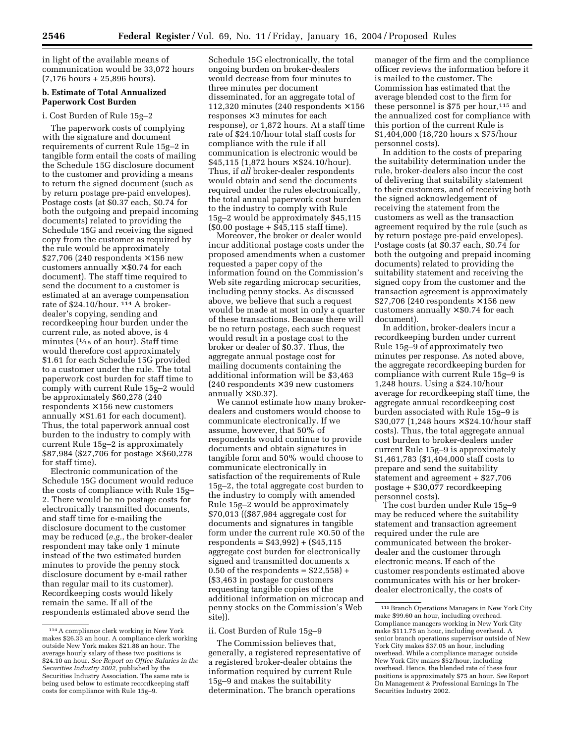in light of the available means of communication would be 33,072 hours (7,176 hours + 25,896 hours).

**b. Estimate of Total Annualized Paperwork Cost Burden**

i. Cost Burden of Rule 15g–2

The paperwork costs of complying with the signature and document requirements of current Rule 15g–2 in tangible form entail the costs of mailing the Schedule 15G disclosure document to the customer and providing a means to return the signed document (such as by return postage pre-paid envelopes). Postage costs (at $0.37 each, $0.74 for both the outgoing and prepaid incoming documents) related to providing the Schedule 15G and receiving the signed copy from the customer as required by the rule would be approximately $27,706 (240 respondents × 156 new customers annually × $0.74 for each document). The staff time required to send the document to a customer is estimated at an average compensation rate of $24.10/hour. [114] A broker-dealer's copying, sending and recordkeeping hour burden under the current rule, as noted above, is 4 minutes (1⁄15 of an hour). Staff time would therefore cost approximately $1.61 for each Schedule 15G provided to a customer under the rule. The total paperwork cost burden for staff time to comply with current Rule 15g–2 would be approximately $60,278 (240 respondents × 156 new customers annually × $1.61 for each document). Thus, the total paperwork annual cost burden to the industry to comply with current Rule 15g–2 is approximately $87,984 ($27,706 for postage × $60,278 for staff time).

Electronic communication of the Schedule 15G document would reduce the costs of compliance with Rule 15g–2. There would be no postage costs for electronically transmitted documents, and staff time for e-mailing the disclosure document to the customer may be reduced (*e.g.*, the broker-dealer respondent may take only 1 minute instead of the two estimated burden minutes to provide the penny stock disclosure document by e-mail rather than regular mail to its customer). Recordkeeping costs would likely remain the same. If all of the respondents estimated above send the Schedule 15G electronically, the total ongoing burden on broker-dealers would decrease from four minutes to three minutes per document disseminated, for an aggregate total of 112,320 minutes (240 respondents × 156 responses × 3 minutes for each response), or 1,872 hours. At a staff time rate of $24.10/hour total staff costs for compliance with the rule if all communication is electronic would be $45,115 (1,872 hours × $24.10/hour). Thus, if *all* broker-dealer respondents would obtain and send the documents required under the rules electronically, the total annual paperwork cost burden to the industry to comply with Rule 15g–2 would be approximately $45,115 ($0.00 postage + $45,115 staff time).

Moreover, the broker or dealer would incur additional postage costs under the proposed amendments when a customer requested a paper copy of the information found on the Commission's Web site regarding microcap securities, including penny stocks. As discussed above, we believe that such a request would be made at most in only a quarter of these transactions. Because there will be no return postage, each such request would result in a postage cost to the broker or dealer of $0.37. Thus, the aggregate annual postage cost for mailing documents containing the additional information will be $3,463 (240 respondents × 39 new customers annually × $0.37).

We cannot estimate how many broker-dealers and customers would choose to communicate electronically. If we assume, however, that 50% of respondents would continue to provide documents and obtain signatures in tangible form and 50% would choose to communicate electronically in satisfaction of the requirements of Rule 15g–2, the total aggregate cost burden to the industry to comply with amended Rule 15g–2 would be approximately $70,013 (($87,984 aggregate cost for documents and signatures in tangible form under the current rule × 0.50 of the respondents = $43,992) + ($45,115 aggregate cost burden for electronically signed and transmitted documents x 0.50 of the respondents = $22,558) + ($3,463 in postage for customers requesting tangible copies of the additional information on microcap and penny stocks on the Commission's Web site)).

ii. Cost Burden of Rule 15g–9

The Commission believes that, generally, a registered representative of a registered broker-dealer obtains the information required by current Rule 15g–9 and makes the suitability determination. The branch operations manager of the firm and the compliance officer reviews the information before it is mailed to the customer. The Commission has estimated that the average blended cost to the firm for these personnel is $75 per hour,[115] and the annualized cost for compliance with this portion of the current Rule is $1,404,000 (18,720 hours x $75/hour personnel costs).

In addition to the costs of preparing the suitability determination under the rule, broker-dealers also incur the cost of delivering that suitability statement to their customers, and of receiving both the signed acknowledgement of receiving the statement from the customers as well as the transaction agreement required by the rule (such as by return postage pre-paid envelopes). Postage costs (at $0.37 each, $0.74 for both the outgoing and prepaid incoming documents) related to providing the suitability statement and receiving the signed copy from the customer and the transaction agreement is approximately $27,706 (240 respondents × 156 new customers annually × $0.74 for each document).

In addition, broker-dealers incur a recordkeeping burden under current Rule 15g–9 of approximately two minutes per response. As noted above, the aggregate recordkeeping burden for compliance with current Rule 15g–9 is 1,248 hours. Using a $24.10/hour average for recordkeeping staff time, the aggregate annual recordkeeping cost burden associated with Rule 15g–9 is $30,077 (1,248 hours × $24.10/hour staff costs). Thus, the total aggregate annual cost burden to broker-dealers under current Rule 15g–9 is approximately $1,461,783 ($1,404,000 staff costs to prepare and send the suitability statement and agreement + $27,706 postage + $30,077 recordkeeping personnel costs).

The cost burden under Rule 15g–9 may be reduced where the suitability statement and transaction agreement required under the rule are communicated between the broker-dealer and the customer through electronic means. If each of the customer respondents estimated above communicates with his or her broker-dealer electronically, the costs of

---

[114] A compliance clerk working in New York makes $26.33 an hour. A compliance clerk working outside New York makes $21.88 an hour. The average hourly salary of these two positions is $24.10 an hour. *See Report on Office Salaries in the Securities Industry 2002,* published by the Securities Industry Association. The same rate is being used below to estimate recordkeeping staff costs for compliance with Rule 15g–9.

[115] Branch Operations Managers in New York City make $99.60 an hour, including overhead. Compliance managers working in New York City make $111.75 an hour, including overhead. A senior branch operations supervisor outside of New York City makes $37.05 an hour, including overhead. While a compliance manager outside New York City makes $52/hour, including overhead. Hence, the blended rate of these four positions is approximately $75 an hour. *See* Report On Management & Professional Earnings In The Securities Industry 2002.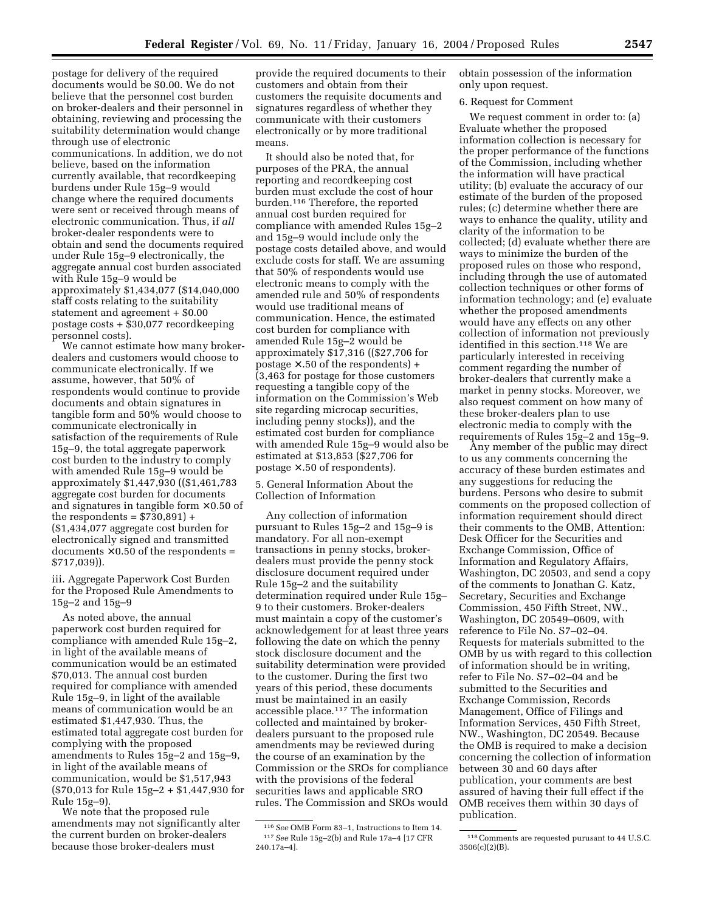postage for delivery of the required documents would be $0.00. We do not believe that the personnel cost burden on broker-dealers and their personnel in obtaining, reviewing and processing the suitability determination would change through use of electronic communications. In addition, we do not believe, based on the information currently available, that recordkeeping burdens under Rule 15g–9 would change where the required documents were sent or received through means of electronic communication. Thus, if *all* broker-dealer respondents were to obtain and send the documents required under Rule 15g–9 electronically, the aggregate annual cost burden associated with Rule 15g–9 would be approximately $1,434,077 ($14,040,000 staff costs relating to the suitability statement and agreement + $0.00 postage costs + $30,077 recordkeeping personnel costs).

We cannot estimate how many broker-dealers and customers would choose to communicate electronically. If we assume, however, that 50% of respondents would continue to provide documents and obtain signatures in tangible form and 50% would choose to communicate electronically in satisfaction of the requirements of Rule 15g–9, the total aggregate paperwork cost burden to the industry to comply with amended Rule 15g–9 would be approximately $1,447,930 (($1,461,783 aggregate cost burden for documents and signatures in tangible form × 0.50 of the respondents = $730,891) + ($1,434,077 aggregate cost burden for electronically signed and transmitted documents × 0.50 of the respondents = $717,039)).

iii. Aggregate Paperwork Cost Burden for the Proposed Rule Amendments to 15g–2 and 15g–9

As noted above, the annual paperwork cost burden required for compliance with amended Rule 15g–2, in light of the available means of communication would be an estimated $70,013. The annual cost burden required for compliance with amended Rule 15g–9, in light of the available means of communication would be an estimated $1,447,930. Thus, the estimated total aggregate cost burden for complying with the proposed amendments to Rules 15g–2 and 15g–9, in light of the available means of communication, would be $1,517,943 ($70,013 for Rule 15g–2 + $1,447,930 for Rule 15g–9).

We note that the proposed rule amendments may not significantly alter the current burden on broker-dealers because those broker-dealers must provide the required documents to their customers and obtain from their customers the requisite documents and signatures regardless of whether they communicate with their customers electronically or by more traditional means.

It should also be noted that, for purposes of the PRA, the annual reporting and recordkeeping cost burden must exclude the cost of hour burden.[116] Therefore, the reported annual cost burden required for compliance with amended Rules 15g–2 and 15g–9 would include only the postage costs detailed above, and would exclude costs for staff. We are assuming that 50% of respondents would use electronic means to comply with the amended rule and 50% of respondents would use traditional means of communication. Hence, the estimated cost burden for compliance with amended Rule 15g–2 would be approximately $17,316 (($27,706 for postage × .50 of the respondents) + (3,463 for postage for those customers requesting a tangible copy of the information on the Commission's Web site regarding microcap securities, including penny stocks)), and the estimated cost burden for compliance with amended Rule 15g–9 would also be estimated at $13,853 ($27,706 for postage × .50 of respondents).

5. General Information About the Collection of Information

Any collection of information pursuant to Rules 15g–2 and 15g–9 is mandatory. For all non-exempt transactions in penny stocks, broker-dealers must provide the penny stock disclosure document required under Rule 15g–2 and the suitability determination required under Rule 15g–9 to their customers. Broker-dealers must maintain a copy of the customer's acknowledgement for at least three years following the date on which the penny stock disclosure document and the suitability determination were provided to the customer. During the first two years of this period, these documents must be maintained in an easily accessible place.[117] The information collected and maintained by broker-dealers pursuant to the proposed rule amendments may be reviewed during the course of an examination by the Commission or the SROs for compliance with the provisions of the federal securities laws and applicable SRO rules. The Commission and SROs would obtain possession of the information only upon request.

6. Request for Comment

We request comment in order to: (a) Evaluate whether the proposed information collection is necessary for the proper performance of the functions of the Commission, including whether the information will have practical utility; (b) evaluate the accuracy of our estimate of the burden of the proposed rules; (c) determine whether there are ways to enhance the quality, utility and clarity of the information to be collected; (d) evaluate whether there are ways to minimize the burden of the proposed rules on those who respond, including through the use of automated collection techniques or other forms of information technology; and (e) evaluate whether the proposed amendments would have any effects on any other collection of information not previously identified in this section.[118] We are particularly interested in receiving comment regarding the number of broker-dealers that currently make a market in penny stocks. Moreover, we also request comment on how many of these broker-dealers plan to use electronic media to comply with the requirements of Rules 15g–2 and 15g–9.

Any member of the public may direct to us any comments concerning the accuracy of these burden estimates and any suggestions for reducing the burdens. Persons who desire to submit comments on the proposed collection of information requirement should direct their comments to the OMB, Attention: Desk Officer for the Securities and Exchange Commission, Office of Information and Regulatory Affairs, Washington, DC 20503, and send a copy of the comments to Jonathan G. Katz, Secretary, Securities and Exchange Commission, 450 Fifth Street, NW., Washington, DC 20549–0609, with reference to File No. S7–02–04. Requests for materials submitted to the OMB by us with regard to this collection of information should be in writing, refer to File No. S7–02–04 and be submitted to the Securities and Exchange Commission, Records Management, Office of Filings and Information Services, 450 Fifth Street, NW., Washington, DC 20549. Because the OMB is required to make a decision concerning the collection of information between 30 and 60 days after publication, your comments are best assured of having their full effect if the OMB receives them within 30 days of publication.

---

[116] *See* OMB Form 83–1, Instructions to Item 14.

[117] *See* Rule 15g–2(b) and Rule 17a–4 [17 CFR 240.17a–4].

[118] Comments are requested pursuant to 44 U.S.C. 3506(c)(2)(B).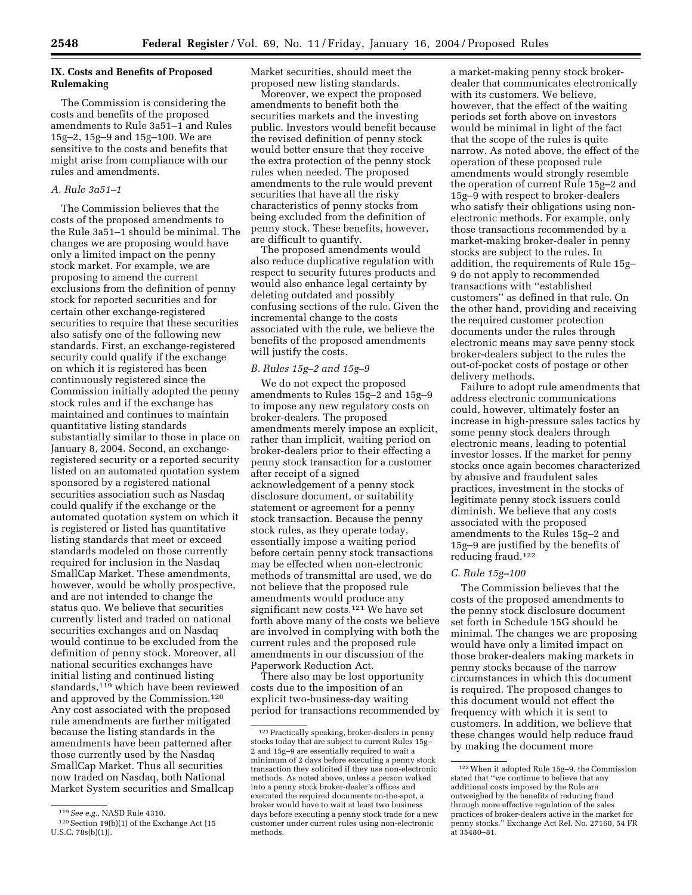## IX. Costs and Benefits of Proposed Rulemaking

The Commission is considering the costs and benefits of the proposed amendments to Rule 3a51–1 and Rules 15g–2, 15g–9 and 15g–100. We are sensitive to the costs and benefits that might arise from compliance with our rules and amendments.

### *A. Rule 3a51–1*

The Commission believes that the costs of the proposed amendments to the Rule 3a51–1 should be minimal. The changes we are proposing would have only a limited impact on the penny stock market. For example, we are proposing to amend the current exclusions from the definition of penny stock for reported securities and for certain other exchange-registered securities to require that these securities also satisfy one of the following new standards. First, an exchange-registered security could qualify if the exchange on which it is registered has been continuously registered since the Commission initially adopted the penny stock rules and if the exchange has maintained and continues to maintain quantitative listing standards substantially similar to those in place on January 8, 2004. Second, an exchange-registered security or a reported security listed on an automated quotation system sponsored by a registered national securities association such as Nasdaq could qualify if the exchange or the automated quotation system on which it is registered or listed has quantitative listing standards that meet or exceed standards modeled on those currently required for inclusion in the Nasdaq SmallCap Market. These amendments, however, would be wholly prospective, and are not intended to change the status quo. We believe that securities currently listed and traded on national securities exchanges and on Nasdaq would continue to be excluded from the definition of penny stock. Moreover, all national securities exchanges have initial listing and continued listing standards,[119] which have been reviewed and approved by the Commission.[120] Any cost associated with the proposed rule amendments are further mitigated because the listing standards in the amendments have been patterned after those currently used by the Nasdaq SmallCap Market. Thus all securities now traded on Nasdaq, both National Market System securities and Smallcap Market securities, should meet the proposed new listing standards.

Moreover, we expect the proposed amendments to benefit both the securities markets and the investing public. Investors would benefit because the revised definition of penny stock would better ensure that they receive the extra protection of the penny stock rules when needed. The proposed amendments to the rule would prevent securities that have all the risky characteristics of penny stocks from being excluded from the definition of penny stock. These benefits, however, are difficult to quantify.

The proposed amendments would also reduce duplicative regulation with respect to security futures products and would also enhance legal certainty by deleting outdated and possibly confusing sections of the rule. Given the incremental change to the costs associated with the rule, we believe the benefits of the proposed amendments will justify the costs.

### *B. Rules 15g–2 and 15g–9*

We do not expect the proposed amendments to Rules 15g–2 and 15g–9 to impose any new regulatory costs on broker-dealers. The proposed amendments merely impose an explicit, rather than implicit, waiting period on broker-dealers prior to their effecting a penny stock transaction for a customer after receipt of a signed acknowledgement of a penny stock disclosure document, or suitability statement or agreement for a penny stock transaction. Because the penny stock rules, as they operate today, essentially impose a waiting period before certain penny stock transactions may be effected when non-electronic methods of transmittal are used, we do not believe that the proposed rule amendments would produce any significant new costs.[121] We have set forth above many of the costs we believe are involved in complying with both the current rules and the proposed rule amendments in our discussion of the Paperwork Reduction Act.

There also may be lost opportunity costs due to the imposition of an explicit two-business-day waiting period for transactions recommended by a market-making penny stock broker-dealer that communicates electronically with its customers. We believe, however, that the effect of the waiting periods set forth above on investors would be minimal in light of the fact that the scope of the rules is quite narrow. As noted above, the effect of the operation of these proposed rule amendments would strongly resemble the operation of current Rule 15g–2 and 15g–9 with respect to broker-dealers who satisfy their obligations using non-electronic methods. For example, only those transactions recommended by a market-making broker-dealer in penny stocks are subject to the rules. In addition, the requirements of Rule 15g–9 do not apply to recommended transactions with "established customers" as defined in that rule. On the other hand, providing and receiving the required customer protection documents under the rules through electronic means may save penny stock broker-dealers subject to the rules the out-of-pocket costs of postage or other delivery methods.

Failure to adopt rule amendments that address electronic communications could, however, ultimately foster an increase in high-pressure sales tactics by some penny stock dealers through electronic means, leading to potential investor losses. If the market for penny stocks once again becomes characterized by abusive and fraudulent sales practices, investment in the stocks of legitimate penny stock issuers could diminish. We believe that any costs associated with the proposed amendments to the Rules 15g–2 and 15g–9 are justified by the benefits of reducing fraud.[122]

### *C. Rule 15g–100*

The Commission believes that the costs of the proposed amendments to the penny stock disclosure document set forth in Schedule 15G should be minimal. The changes we are proposing would have only a limited impact on those broker-dealers making markets in penny stocks because of the narrow circumstances in which this document is required. The proposed changes to this document would not effect the frequency with which it is sent to customers. In addition, we believe that these changes would help reduce fraud by making the document more

---

[119] *See e.g.,* NASD Rule 4310.

[120] Section 19(b)(1) of the Exchange Act [15 U.S.C. 78s(b)(1)].

[121] Practically speaking, broker-dealers in penny stocks today that are subject to current Rules 15g–2 and 15g–9 are essentially required to wait a minimum of 2 days before executing a penny stock transaction they solicited if they use non-electronic methods. As noted above, unless a person walked into a penny stock broker-dealer's offices and executed the required documents on-the-spot, a broker would have to wait at least two business days before executing a penny stock trade for a new customer under current rules using non-electronic methods.

[122] When it adopted Rule 15g–9, the Commission stated that "we continue to believe that any additional costs imposed by the Rule are outweighed by the benefits of reducing fraud through more effective regulation of the sales practices of broker-dealers active in the market for penny stocks." Exchange Act Rel. No. 27160, 54 FR at 35480–81.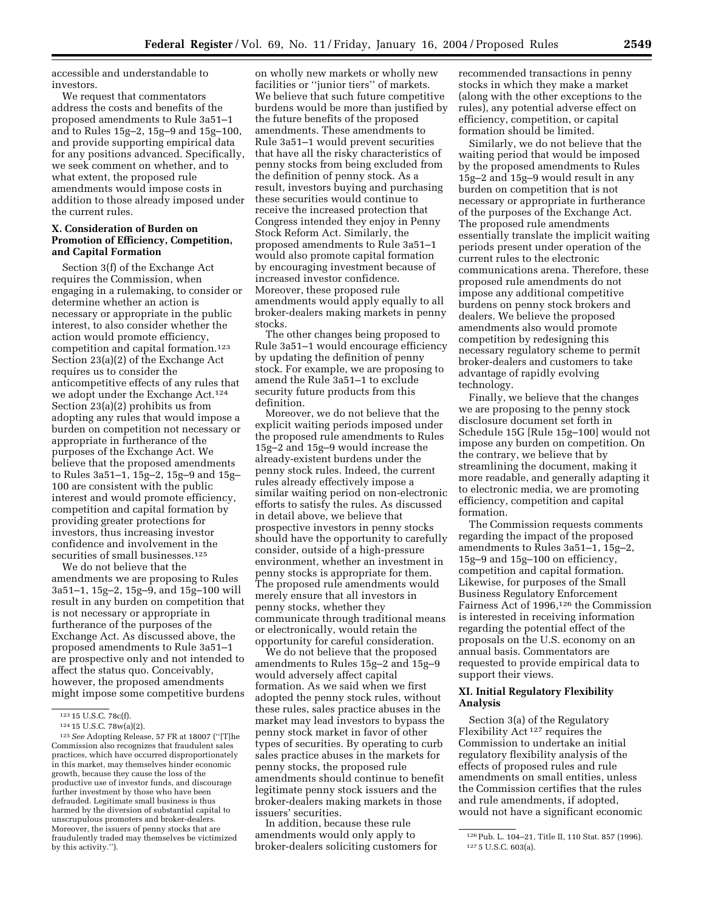accessible and understandable to investors.

We request that commentators address the costs and benefits of the proposed amendments to Rule 3a51–1 and to Rules 15g–2, 15g–9 and 15g–100, and provide supporting empirical data for any positions advanced. Specifically, we seek comment on whether, and to what extent, the proposed rule amendments would impose costs in addition to those already imposed under the current rules.

### X. Consideration of Burden on Promotion of Efficiency, Competition, and Capital Formation

Section 3(f) of the Exchange Act requires the Commission, when engaging in a rulemaking, to consider or determine whether an action is necessary or appropriate in the public interest, to also consider whether the action would promote efficiency, competition and capital formation.[123] Section 23(a)(2) of the Exchange Act requires us to consider the anticompetitive effects of any rules that we adopt under the Exchange Act.[124] Section 23(a)(2) prohibits us from adopting any rules that would impose a burden on competition not necessary or appropriate in furtherance of the purposes of the Exchange Act. We believe that the proposed amendments to Rules 3a51–1, 15g–2, 15g–9 and 15g–100 are consistent with the public interest and would promote efficiency, competition and capital formation by providing greater protections for investors, thus increasing investor confidence and involvement in the securities of small businesses.[125]

We do not believe that the amendments we are proposing to Rules 3a51–1, 15g–2, 15g–9, and 15g–100 will result in any burden on competition that is not necessary or appropriate in furtherance of the purposes of the Exchange Act. As discussed above, the proposed amendments to Rule 3a51–1 are prospective only and not intended to affect the status quo. Conceivably, however, the proposed amendments might impose some competitive burdens on wholly new markets or wholly new facilities or ''junior tiers'' of markets. We believe that such future competitive burdens would be more than justified by the future benefits of the proposed amendments. These amendments to Rule 3a51–1 would prevent securities that have all the risky characteristics of penny stocks from being excluded from the definition of penny stock. As a result, investors buying and purchasing these securities would continue to receive the increased protection that Congress intended they enjoy in Penny Stock Reform Act. Similarly, the proposed amendments to Rule 3a51–1 would also promote capital formation by encouraging investment because of increased investor confidence. Moreover, these proposed rule amendments would apply equally to all broker-dealers making markets in penny stocks.

The other changes being proposed to Rule 3a51–1 would encourage efficiency by updating the definition of penny stock. For example, we are proposing to amend the Rule 3a51–1 to exclude security future products from this definition.

Moreover, we do not believe that the explicit waiting periods imposed under the proposed rule amendments to Rules 15g–2 and 15g–9 would increase the already-existent burdens under the penny stock rules. Indeed, the current rules already effectively impose a similar waiting period on non-electronic efforts to satisfy the rules. As discussed in detail above, we believe that prospective investors in penny stocks should have the opportunity to carefully consider, outside of a high-pressure environment, whether an investment in penny stocks is appropriate for them. The proposed rule amendments would merely ensure that all investors in penny stocks, whether they communicate through traditional means or electronically, would retain the opportunity for careful consideration.

We do not believe that the proposed amendments to Rules 15g–2 and 15g–9 would adversely affect capital formation. As we said when we first adopted the penny stock rules, without these rules, sales practice abuses in the market may lead investors to bypass the penny stock market in favor of other types of securities. By operating to curb sales practice abuses in the markets for penny stocks, the proposed rule amendments should continue to benefit legitimate penny stock issuers and the broker-dealers making markets in those issuers' securities.

In addition, because these rule amendments would only apply to broker-dealers soliciting customers for recommended transactions in penny stocks in which they make a market (along with the other exceptions to the rules), any potential adverse effect on efficiency, competition, or capital formation should be limited.

Similarly, we do not believe that the waiting period that would be imposed by the proposed amendments to Rules 15g–2 and 15g–9 would result in any burden on competition that is not necessary or appropriate in furtherance of the purposes of the Exchange Act. The proposed rule amendments essentially translate the implicit waiting periods present under operation of the current rules to the electronic communications arena. Therefore, these proposed rule amendments do not impose any additional competitive burdens on penny stock brokers and dealers. We believe the proposed amendments also would promote competition by redesigning this necessary regulatory scheme to permit broker-dealers and customers to take advantage of rapidly evolving technology.

Finally, we believe that the changes we are proposing to the penny stock disclosure document set forth in Schedule 15G [Rule 15g–100] would not impose any burden on competition. On the contrary, we believe that by streamlining the document, making it more readable, and generally adapting it to electronic media, we are promoting efficiency, competition and capital formation.

The Commission requests comments regarding the impact of the proposed amendments to Rules 3a51–1, 15g–2, 15g–9 and 15g–100 on efficiency, competition and capital formation. Likewise, for purposes of the Small Business Regulatory Enforcement Fairness Act of 1996,[126] the Commission is interested in receiving information regarding the potential effect of the proposals on the U.S. economy on an annual basis. Commentators are requested to provide empirical data to support their views.

### XI. Initial Regulatory Flexibility Analysis

Section 3(a) of the Regulatory Flexibility Act[127] requires the Commission to undertake an initial regulatory flexibility analysis of the effects of proposed rules and rule amendments on small entities, unless the Commission certifies that the rules and rule amendments, if adopted, would not have a significant economic

---

[123] 15 U.S.C. 78c(f).

[124] 15 U.S.C. 78w(a)(2).

[125] *See* Adopting Release, 57 FR at 18007 (''[T]he Commission also recognizes that fraudulent sales practices, which have occurred disproportionately in this market, may themselves hinder economic growth, because they cause the loss of the productive use of investor funds, and discourage further investment by those who have been defrauded. Legitimate small business is thus harmed by the diversion of substantial capital to unscrupulous promoters and broker-dealers. Moreover, the issuers of penny stocks that are fraudulently traded may themselves be victimized by this activity.'').

[126] Pub. L. 104–21, Title II, 110 Stat. 857 (1996).

[127] 5 U.S.C. 603(a).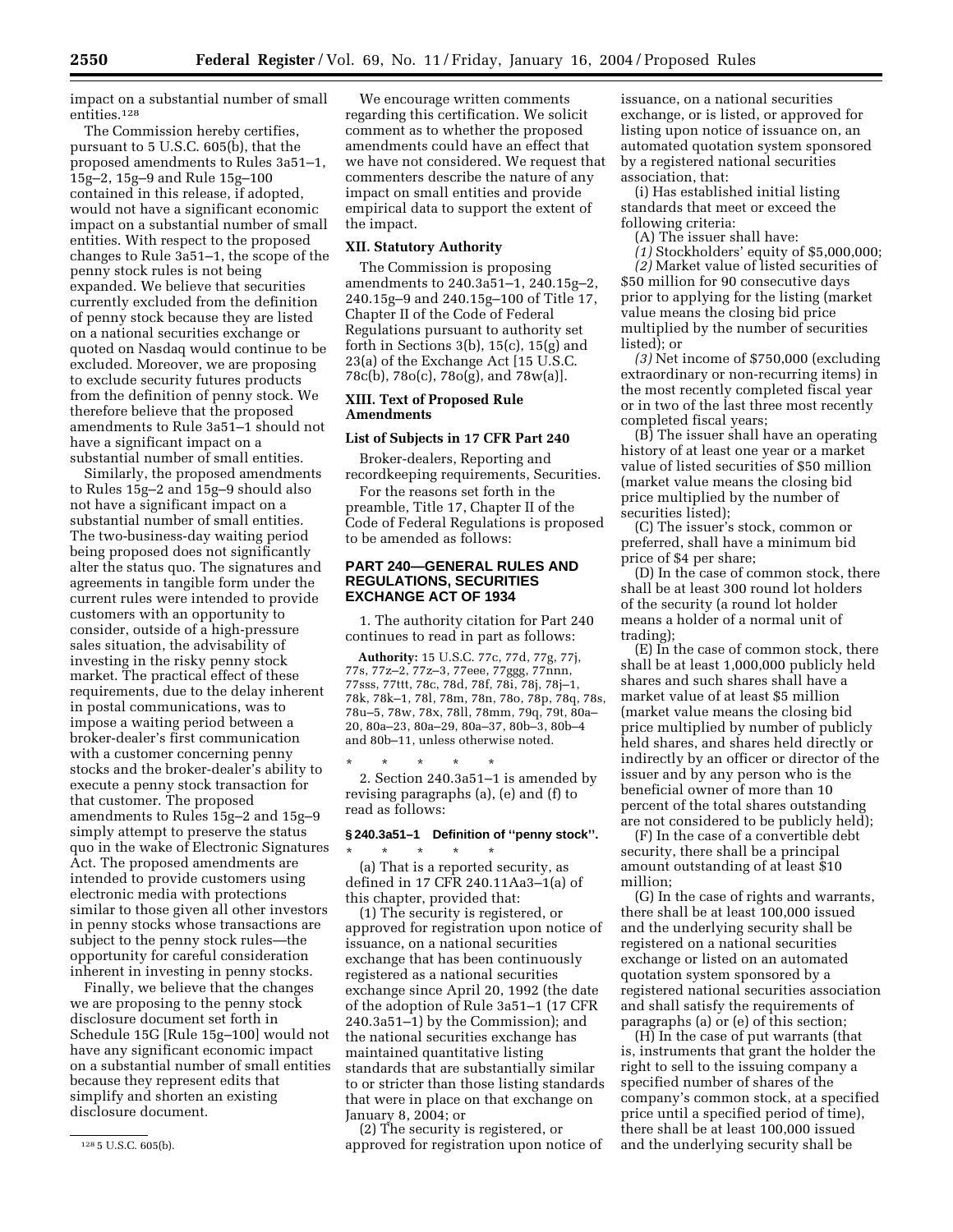impact on a substantial number of small entities.[128]

The Commission hereby certifies, pursuant to 5 U.S.C. 605(b), that the proposed amendments to Rules 3a51–1, 15g–2, 15g–9 and Rule 15g–100 contained in this release, if adopted, would not have a significant economic impact on a substantial number of small entities. With respect to the proposed changes to Rule 3a51–1, the scope of the penny stock rules is not being expanded. We believe that securities currently excluded from the definition of penny stock because they are listed on a national securities exchange or quoted on Nasdaq would continue to be excluded. Moreover, we are proposing to exclude security futures products from the definition of penny stock. We therefore believe that the proposed amendments to Rule 3a51–1 should not have a significant impact on a substantial number of small entities.

Similarly, the proposed amendments to Rules 15g–2 and 15g–9 should also not have a significant impact on a substantial number of small entities. The two-business-day waiting period being proposed does not significantly alter the status quo. The signatures and agreements in tangible form under the current rules were intended to provide customers with an opportunity to consider, outside of a high-pressure sales situation, the advisability of investing in the risky penny stock market. The practical effect of these requirements, due to the delay inherent in postal communications, was to impose a waiting period between a broker-dealer's first communication with a customer concerning penny stocks and the broker-dealer's ability to execute a penny stock transaction for that customer. The proposed amendments to Rules 15g–2 and 15g–9 simply attempt to preserve the status quo in the wake of Electronic Signatures Act. The proposed amendments are intended to provide customers using electronic media with protections similar to those given all other investors in penny stocks whose transactions are subject to the penny stock rules—the opportunity for careful consideration inherent in investing in penny stocks.

Finally, we believe that the changes we are proposing to the penny stock disclosure document set forth in Schedule 15G [Rule 15g–100] would not have any significant economic impact on a substantial number of small entities because they represent edits that simplify and shorten an existing disclosure document.

[128] 5 U.S.C. 605(b).

We encourage written comments regarding this certification. We solicit comment as to whether the proposed amendments could have an effect that we have not considered. We request that commenters describe the nature of any impact on small entities and provide empirical data to support the extent of the impact.

## XII. Statutory Authority

The Commission is proposing amendments to 240.3a51–1, 240.15g–2, 240.15g–9 and 240.15g–100 of Title 17, Chapter II of the Code of Federal Regulations pursuant to authority set forth in Sections 3(b), 15(c), 15(g) and 23(a) of the Exchange Act [15 U.S.C. 78c(b), 78o(c), 78o(g), and 78w(a)].

## XIII. Text of Proposed Rule Amendments

### List of Subjects in 17 CFR Part 240

Broker-dealers, Reporting and recordkeeping requirements, Securities.

For the reasons set forth in the preamble, Title 17, Chapter II of the Code of Federal Regulations is proposed to be amended as follows:

## PART 240—GENERAL RULES AND REGULATIONS, SECURITIES EXCHANGE ACT OF 1934

1. The authority citation for Part 240 continues to read in part as follows:

**Authority:** 15 U.S.C. 77c, 77d, 77g, 77j, 77s, 77z–2, 77z–3, 77eee, 77ggg, 77nnn, 77sss, 77ttt, 78c, 78d, 78f, 78i, 78j, 78j–1, 78k, 78k–1, 78l, 78m, 78n, 78o, 78p, 78q, 78s, 78u–5, 78w, 78x, 78ll, 78mm, 79q, 79t, 80a–20, 80a–23, 80a–29, 80a–37, 80b–3, 80b–4 and 80b–11, unless otherwise noted.

\* \* \* \* \*

2. Section 240.3a51–1 is amended by revising paragraphs (a), (e) and (f) to read as follows:

### § 240.3a51–1 Definition of ''penny stock''.

\* \* \* \* \*

(a) That is a reported security, as defined in 17 CFR 240.11Aa3–1(a) of this chapter, provided that:

(1) The security is registered, or approved for registration upon notice of issuance, on a national securities exchange that has been continuously registered as a national securities exchange since April 20, 1992 (the date of the adoption of Rule 3a51–1 (17 CFR 240.3a51–1) by the Commission); and the national securities exchange has maintained quantitative listing standards that are substantially similar to or stricter than those listing standards that were in place on that exchange on January 8, 2004; or

(2) The security is registered, or approved for registration upon notice of issuance, on a national securities exchange, or is listed, or approved for listing upon notice of issuance on, an automated quotation system sponsored by a registered national securities association, that:

(i) Has established initial listing standards that meet or exceed the following criteria:

(A) The issuer shall have:

*(1)* Stockholders' equity of $5,000,000;

*(2)* Market value of listed securities of $50 million for 90 consecutive days prior to applying for the listing (market value means the closing bid price multiplied by the number of securities listed); or

*(3)* Net income of $750,000 (excluding extraordinary or non-recurring items) in the most recently completed fiscal year or in two of the last three most recently completed fiscal years;

(B) The issuer shall have an operating history of at least one year or a market value of listed securities of $50 million (market value means the closing bid price multiplied by the number of securities listed);

(C) The issuer's stock, common or preferred, shall have a minimum bid price of $4 per share;

(D) In the case of common stock, there shall be at least 300 round lot holders of the security (a round lot holder means a holder of a normal unit of trading);

(E) In the case of common stock, there shall be at least 1,000,000 publicly held shares and such shares shall have a market value of at least $5 million (market value means the closing bid price multiplied by number of publicly held shares, and shares held directly or indirectly by an officer or director of the issuer and by any person who is the beneficial owner of more than 10 percent of the total shares outstanding are not considered to be publicly held);

(F) In the case of a convertible debt security, there shall be a principal amount outstanding of at least $10 million;

(G) In the case of rights and warrants, there shall be at least 100,000 issued and the underlying security shall be registered on a national securities exchange or listed on an automated quotation system sponsored by a registered national securities association and shall satisfy the requirements of paragraphs (a) or (e) of this section;

(H) In the case of put warrants (that is, instruments that grant the holder the right to sell to the issuing company a specified number of shares of the company's common stock, at a specified price until a specified period of time), there shall be at least 100,000 issued and the underlying security shall be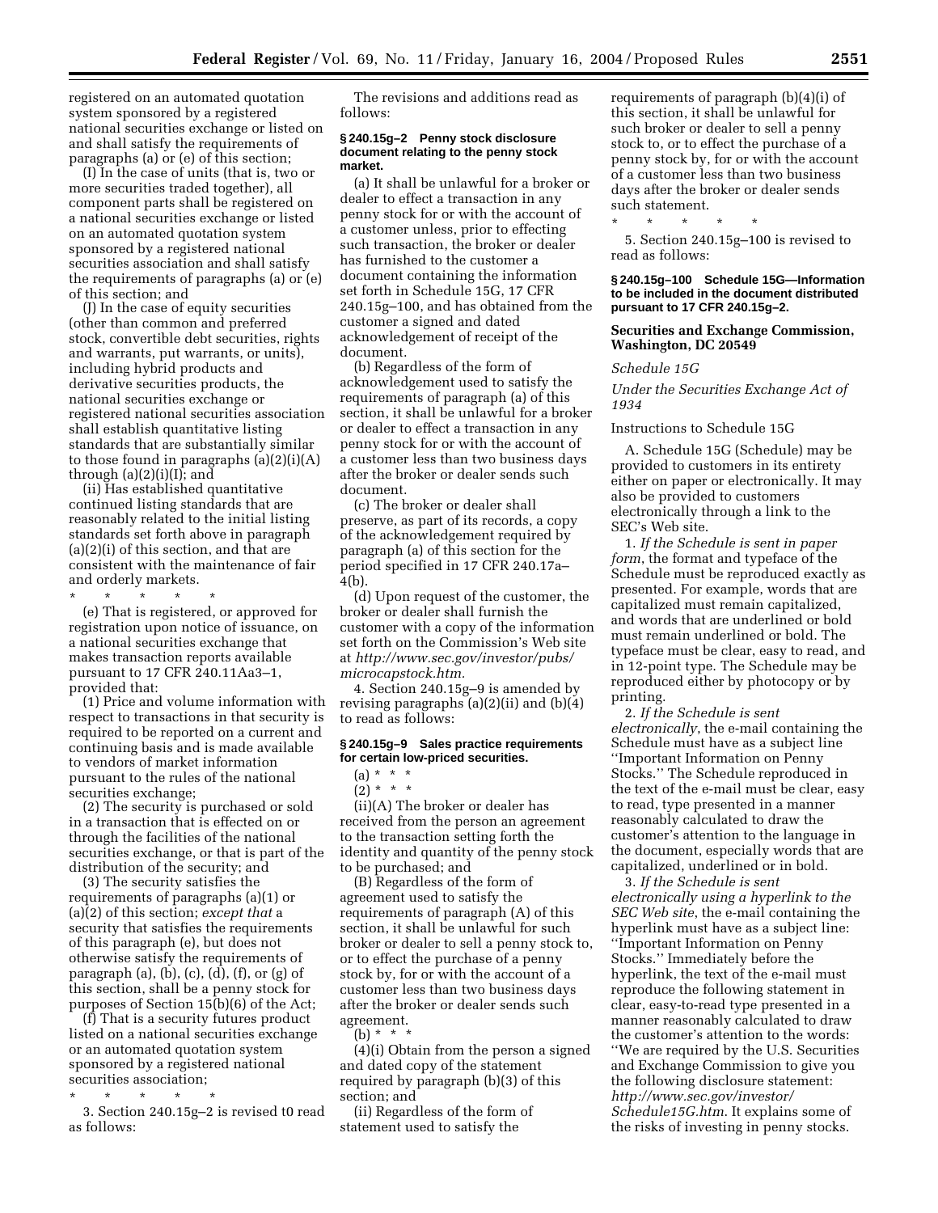registered on an automated quotation system sponsored by a registered national securities exchange or listed on and shall satisfy the requirements of paragraphs (a) or (e) of this section;

(I) In the case of units (that is, two or more securities traded together), all component parts shall be registered on a national securities exchange or listed on an automated quotation system sponsored by a registered national securities association and shall satisfy the requirements of paragraphs (a) or (e) of this section; and

(J) In the case of equity securities (other than common and preferred stock, convertible debt securities, rights and warrants, put warrants, or units), including hybrid products and derivative securities products, the national securities exchange or registered national securities association shall establish quantitative listing standards that are substantially similar to those found in paragraphs (a)(2)(i)(A) through (a)(2)(i)(I); and

(ii) Has established quantitative continued listing standards that are reasonably related to the initial listing standards set forth above in paragraph (a)(2)(i) of this section, and that are consistent with the maintenance of fair and orderly markets.

\* \* \* \* \*

(e) That is registered, or approved for registration upon notice of issuance, on a national securities exchange that makes transaction reports available pursuant to 17 CFR 240.11Aa3–1, provided that:

(1) Price and volume information with respect to transactions in that security is required to be reported on a current and continuing basis and is made available to vendors of market information pursuant to the rules of the national securities exchange;

(2) The security is purchased or sold in a transaction that is effected on or through the facilities of the national securities exchange, or that is part of the distribution of the security; and

(3) The security satisfies the requirements of paragraphs (a)(1) or (a)(2) of this section; *except that* a security that satisfies the requirements of this paragraph (e), but does not otherwise satisfy the requirements of paragraph (a), (b), (c), (d), (f), or (g) of this section, shall be a penny stock for purposes of Section 15(b)(6) of the Act;

(f) That is a security futures product listed on a national securities exchange or an automated quotation system sponsored by a registered national securities association;

\* \* \* \* \*

3. Section 240.15g–2 is revised t0 read as follows:

The revisions and additions read as follows:

**§ 240.15g–2 Penny stock disclosure document relating to the penny stock market.**

(a) It shall be unlawful for a broker or dealer to effect a transaction in any penny stock for or with the account of a customer unless, prior to effecting such transaction, the broker or dealer has furnished to the customer a document containing the information set forth in Schedule 15G, 17 CFR 240.15g–100, and has obtained from the customer a signed and dated acknowledgement of receipt of the document.

(b) Regardless of the form of acknowledgement used to satisfy the requirements of paragraph (a) of this section, it shall be unlawful for a broker or dealer to effect a transaction in any penny stock for or with the account of a customer less than two business days after the broker or dealer sends such document.

(c) The broker or dealer shall preserve, as part of its records, a copy of the acknowledgement required by paragraph (a) of this section for the period specified in 17 CFR 240.17a–4(b).

(d) Upon request of the customer, the broker or dealer shall furnish the customer with a copy of the information set forth on the Commission's Web site at *http://www.sec.gov/investor/pubs/microcapstock.htm.*

4. Section 240.15g–9 is amended by revising paragraphs (a)(2)(ii) and (b)(4) to read as follows:

**§ 240.15g–9 Sales practice requirements for certain low-priced securities.**

(a) \* \* \*

(2) \* \* \*

(ii)(A) The broker or dealer has received from the person an agreement to the transaction setting forth the identity and quantity of the penny stock to be purchased; and

(B) Regardless of the form of agreement used to satisfy the requirements of paragraph (A) of this section, it shall be unlawful for such broker or dealer to sell a penny stock to, or to effect the purchase of a penny stock by, for or with the account of a customer less than two business days after the broker or dealer sends such agreement.

(b) \* \* \*

(4)(i) Obtain from the person a signed and dated copy of the statement required by paragraph (b)(3) of this section; and

(ii) Regardless of the form of statement used to satisfy the requirements of paragraph (b)(4)(i) of this section, it shall be unlawful for such broker or dealer to sell a penny stock to, or to effect the purchase of a penny stock by, for or with the account of a customer less than two business days after the broker or dealer sends such statement.

\* \* \* \* \*

5. Section 240.15g–100 is revised to read as follows:

**§ 240.15g–100 Schedule 15G—Information to be included in the document distributed pursuant to 17 CFR 240.15g–2.**

**Securities and Exchange Commission, Washington, DC 20549**

*Schedule 15G*

*Under the Securities Exchange Act of 1934*

Instructions to Schedule 15G

A. Schedule 15G (Schedule) may be provided to customers in its entirety either on paper or electronically. It may also be provided to customers electronically through a link to the SEC's Web site.

1. *If the Schedule is sent in paper form*, the format and typeface of the Schedule must be reproduced exactly as presented. For example, words that are capitalized must remain capitalized, and words that are underlined or bold must remain underlined or bold. The typeface must be clear, easy to read, and in 12-point type. The Schedule may be reproduced either by photocopy or by printing.

2. *If the Schedule is sent electronically*, the e-mail containing the Schedule must have as a subject line ''Important Information on Penny Stocks.'' The Schedule reproduced in the text of the e-mail must be clear, easy to read, type presented in a manner reasonably calculated to draw the customer's attention to the language in the document, especially words that are capitalized, underlined or in bold.

3. *If the Schedule is sent electronically using a hyperlink to the SEC Web site*, the e-mail containing the hyperlink must have as a subject line: ''Important Information on Penny Stocks.'' Immediately before the hyperlink, the text of the e-mail must reproduce the following statement in clear, easy-to-read type presented in a manner reasonably calculated to draw the customer's attention to the words: ''We are required by the U.S. Securities and Exchange Commission to give you the following disclosure statement: *http://www.sec.gov/investor/Schedule15G.htm*. It explains some of the risks of investing in penny stocks.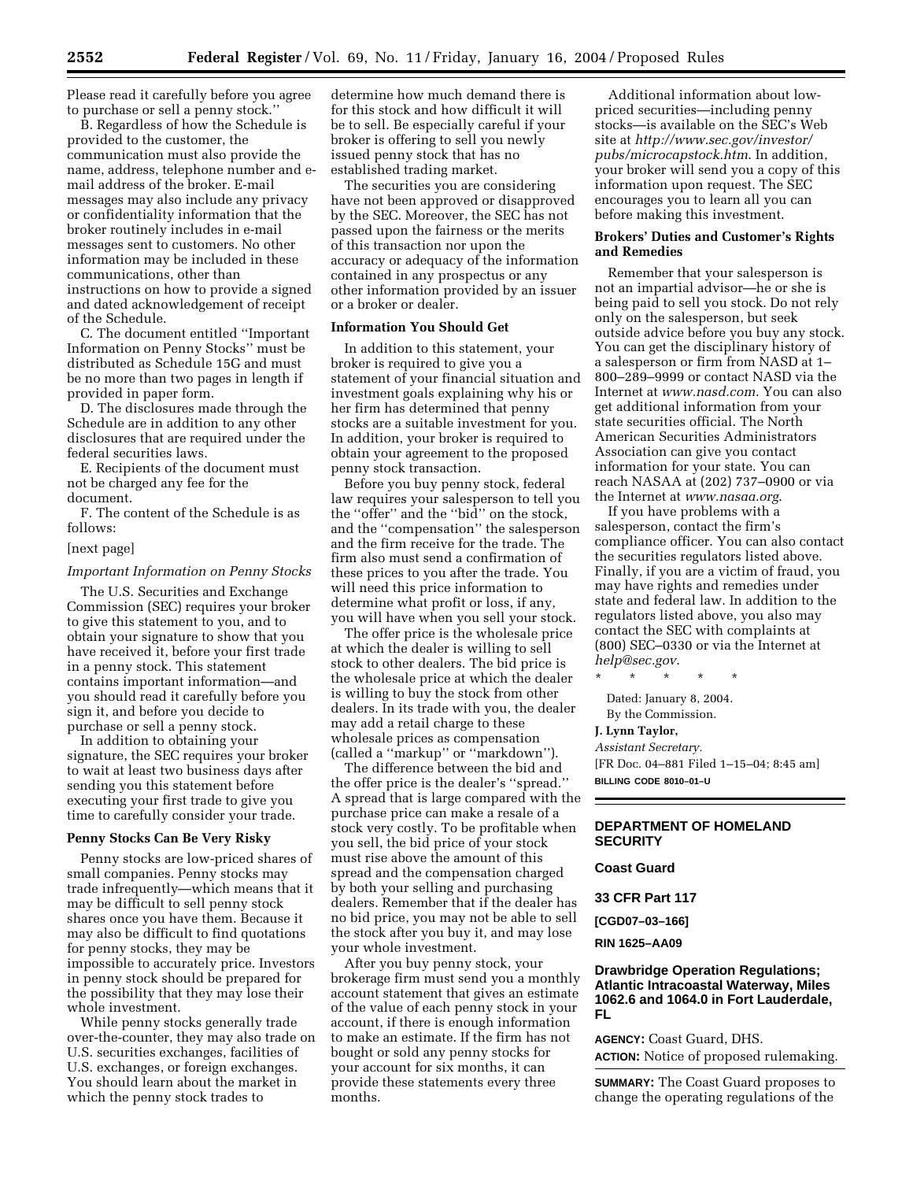Please read it carefully before you agree to purchase or sell a penny stock.''

B. Regardless of how the Schedule is provided to the customer, the communication must also provide the name, address, telephone number and e-mail address of the broker. E-mail messages may also include any privacy or confidentiality information that the broker routinely includes in e-mail messages sent to customers. No other information may be included in these communications, other than instructions on how to provide a signed and dated acknowledgement of receipt of the Schedule.

C. The document entitled ''Important Information on Penny Stocks'' must be distributed as Schedule 15G and must be no more than two pages in length if provided in paper form.

D. The disclosures made through the Schedule are in addition to any other disclosures that are required under the federal securities laws.

E. Recipients of the document must not be charged any fee for the document.

F. The content of the Schedule is as follows:

[next page]

*Important Information on Penny Stocks*

The U.S. Securities and Exchange Commission (SEC) requires your broker to give this statement to you, and to obtain your signature to show that you have received it, before your first trade in a penny stock. This statement contains important information—and you should read it carefully before you sign it, and before you decide to purchase or sell a penny stock.

In addition to obtaining your signature, the SEC requires your broker to wait at least two business days after sending you this statement before executing your first trade to give you time to carefully consider your trade.

**Penny Stocks Can Be Very Risky**

Penny stocks are low-priced shares of small companies. Penny stocks may trade infrequently—which means that it may be difficult to sell penny stock shares once you have them. Because it may also be difficult to find quotations for penny stocks, they may be impossible to accurately price. Investors in penny stock should be prepared for the possibility that they may lose their whole investment.

While penny stocks generally trade over-the-counter, they may also trade on U.S. securities exchanges, facilities of U.S. exchanges, or foreign exchanges. You should learn about the market in which the penny stock trades to determine how much demand there is for this stock and how difficult it will be to sell. Be especially careful if your broker is offering to sell you newly issued penny stock that has no established trading market.

The securities you are considering have not been approved or disapproved by the SEC. Moreover, the SEC has not passed upon the fairness or the merits of this transaction nor upon the accuracy or adequacy of the information contained in any prospectus or any other information provided by an issuer or a broker or dealer.

**Information You Should Get**

In addition to this statement, your broker is required to give you a statement of your financial situation and investment goals explaining why his or her firm has determined that penny stocks are a suitable investment for you. In addition, your broker is required to obtain your agreement to the proposed penny stock transaction.

Before you buy penny stock, federal law requires your salesperson to tell you the ''offer'' and the ''bid'' on the stock, and the ''compensation'' the salesperson and the firm receive for the trade. The firm also must send a confirmation of these prices to you after the trade. You will need this price information to determine what profit or loss, if any, you will have when you sell your stock.

The offer price is the wholesale price at which the dealer is willing to sell stock to other dealers. The bid price is the wholesale price at which the dealer is willing to buy the stock from other dealers. In its trade with you, the dealer may add a retail charge to these wholesale prices as compensation (called a ''markup'' or ''markdown'').

The difference between the bid and the offer price is the dealer's ''spread.'' A spread that is large compared with the purchase price can make a resale of a stock very costly. To be profitable when you sell, the bid price of your stock must rise above the amount of this spread and the compensation charged by both your selling and purchasing dealers. Remember that if the dealer has no bid price, you may not be able to sell the stock after you buy it, and may lose your whole investment.

After you buy penny stock, your brokerage firm must send you a monthly account statement that gives an estimate of the value of each penny stock in your account, if there is enough information to make an estimate. If the firm has not bought or sold any penny stocks for your account for six months, it can provide these statements every three months.

Additional information about low-priced securities—including penny stocks—is available on the SEC's Web site at *http://www.sec.gov/investor/pubs/microcapstock.htm*. In addition, your broker will send you a copy of this information upon request. The SEC encourages you to learn all you can before making this investment.

**Brokers' Duties and Customer's Rights and Remedies**

Remember that your salesperson is not an impartial advisor—he or she is being paid to sell you stock. Do not rely only on the salesperson, but seek outside advice before you buy any stock. You can get the disciplinary history of a salesperson or firm from NASD at 1–800–289–9999 or contact NASD via the Internet at *www.nasd.com*. You can also get additional information from your state securities official. The North American Securities Administrators Association can give you contact information for your state. You can reach NASAA at (202) 737–0900 or via the Internet at *www.nasaa.org*.

If you have problems with a salesperson, contact the firm's compliance officer. You can also contact the securities regulators listed above. Finally, if you are a victim of fraud, you may have rights and remedies under state and federal law. In addition to the regulators listed above, you also may contact the SEC with complaints at (800) SEC–0330 or via the Internet at *help@sec.gov*.

\* \* \* \* \*

Dated: January 8, 2004.

By the Commission.

**J. Lynn Taylor,**

*Assistant Secretary.*

[FR Doc. 04–881 Filed 1–15–04; 8:45 am]

**BILLING CODE 8010–01–U**

---

## DEPARTMENT OF HOMELAND SECURITY

### Coast Guard

### 33 CFR Part 117

**[CGD07–03–166]**

**RIN 1625–AA09**

### Drawbridge Operation Regulations; Atlantic Intracoastal Waterway, Miles 1062.6 and 1064.0 in Fort Lauderdale, FL

**AGENCY:** Coast Guard, DHS.

**ACTION:** Notice of proposed rulemaking.

**SUMMARY:** The Coast Guard proposes to change the operating regulations of the